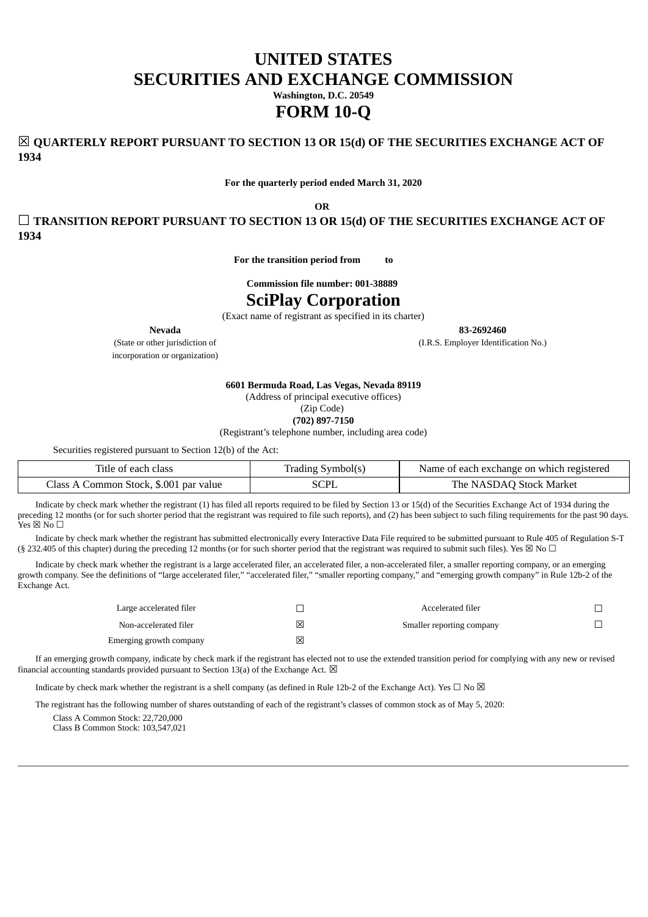# UNITED STATES
# SECURITIES AND EXCHANGE COMMISSION

**Washington, D.C. 20549**

# FORM 10-Q

☒ **QUARTERLY REPORT PURSUANT TO SECTION 13 OR 15(d) OF THE SECURITIES EXCHANGE ACT OF 1934**

**For the quarterly period ended March 31, 2020**

**OR**

☐ **TRANSITION REPORT PURSUANT TO SECTION 13 OR 15(d) OF THE SECURITIES EXCHANGE ACT OF 1934**

**For the transition period from to**

**Commission file number: 001-38889**

# SciPlay Corporation

(Exact name of registrant as specified in its charter)

| | |
|---|---|
| **Nevada** | **83-2692460** |
| (State or other jurisdiction of incorporation or organization) | (I.R.S. Employer Identification No.) |

**6601 Bermuda Road, Las Vegas, Nevada 89119**
(Address of principal executive offices)
(Zip Code)
**(702) 897-7150**
(Registrant's telephone number, including area code)

Securities registered pursuant to Section 12(b) of the Act:

| Title of each class | Trading Symbol(s) | Name of each exchange on which registered |
|---|---|---|
| Class A Common Stock, $.001 par value | SCPL | The NASDAQ Stock Market |

Indicate by check mark whether the registrant (1) has filed all reports required to be filed by Section 13 or 15(d) of the Securities Exchange Act of 1934 during the preceding 12 months (or for such shorter period that the registrant was required to file such reports), and (2) has been subject to such filing requirements for the past 90 days. Yes ☒ No ☐

Indicate by check mark whether the registrant has submitted electronically every Interactive Data File required to be submitted pursuant to Rule 405 of Regulation S-T (§ 232.405 of this chapter) during the preceding 12 months (or for such shorter period that the registrant was required to submit such files). Yes ☒ No ☐

Indicate by check mark whether the registrant is a large accelerated filer, an accelerated filer, a non-accelerated filer, a smaller reporting company, or an emerging growth company. See the definitions of "large accelerated filer," "accelerated filer," "smaller reporting company," and "emerging growth company" in Rule 12b-2 of the Exchange Act.

| | | | |
|---|---|---|---|
| Large accelerated filer | ☐ | Accelerated filer | ☐ |
| Non-accelerated filer | ☒ | Smaller reporting company | ☐ |
| Emerging growth company | ☒ | | |

If an emerging growth company, indicate by check mark if the registrant has elected not to use the extended transition period for complying with any new or revised financial accounting standards provided pursuant to Section 13(a) of the Exchange Act. ☒

Indicate by check mark whether the registrant is a shell company (as defined in Rule 12b-2 of the Exchange Act). Yes ☐ No ☒

The registrant has the following number of shares outstanding of each of the registrant's classes of common stock as of May 5, 2020:

Class A Common Stock: 22,720,000
Class B Common Stock: 103,547,021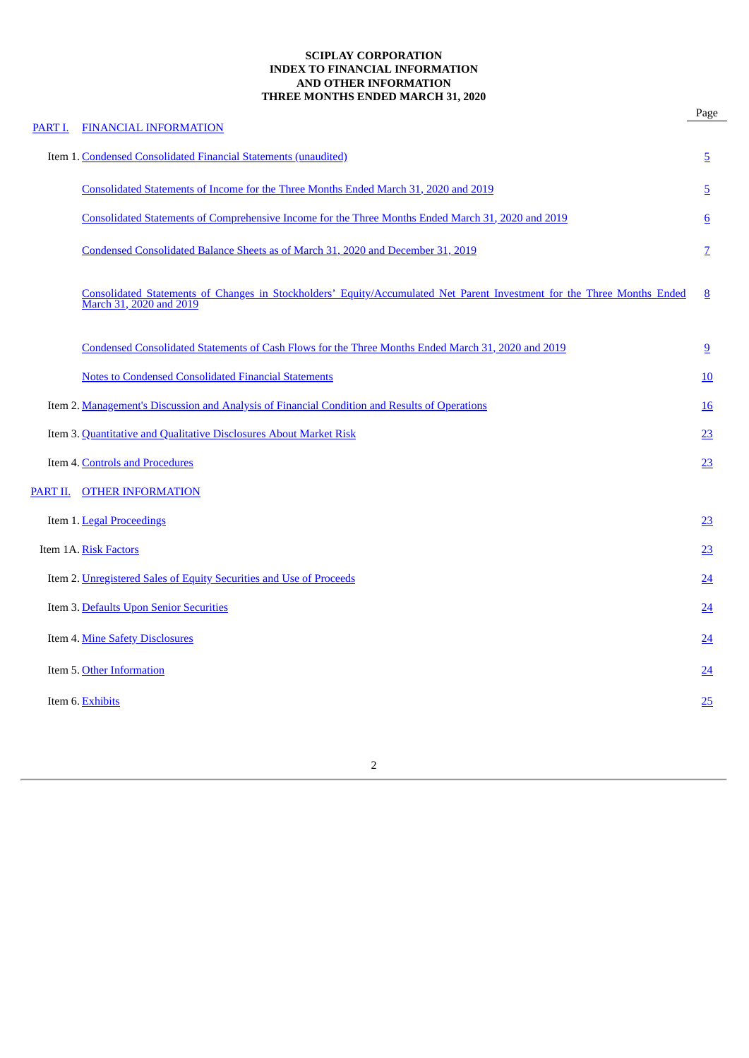**SCIPLAY CORPORATION**
**INDEX TO FINANCIAL INFORMATION**
**AND OTHER INFORMATION**
**THREE MONTHS ENDED MARCH 31, 2020**

| | | Page |
|---|---|---|
| PART I. | FINANCIAL INFORMATION | |
| Item 1. | Condensed Consolidated Financial Statements (unaudited) | 5 |
| | Consolidated Statements of Income for the Three Months Ended March 31, 2020 and 2019 | 5 |
| | Consolidated Statements of Comprehensive Income for the Three Months Ended March 31, 2020 and 2019 | 6 |
| | Condensed Consolidated Balance Sheets as of March 31, 2020 and December 31, 2019 | 7 |
| | Consolidated Statements of Changes in Stockholders' Equity/Accumulated Net Parent Investment for the Three Months Ended March 31, 2020 and 2019 | 8 |
| | Condensed Consolidated Statements of Cash Flows for the Three Months Ended March 31, 2020 and 2019 | 9 |
| | Notes to Condensed Consolidated Financial Statements | 10 |
| Item 2. | Management's Discussion and Analysis of Financial Condition and Results of Operations | 16 |
| Item 3. | Quantitative and Qualitative Disclosures About Market Risk | 23 |
| Item 4. | Controls and Procedures | 23 |
| PART II. | OTHER INFORMATION | |
| Item 1. | Legal Proceedings | 23 |
| Item 1A. | Risk Factors | 23 |
| Item 2. | Unregistered Sales of Equity Securities and Use of Proceeds | 24 |
| Item 3. | Defaults Upon Senior Securities | 24 |
| Item 4. | Mine Safety Disclosures | 24 |
| Item 5. | Other Information | 24 |
| Item 6. | Exhibits | 25 |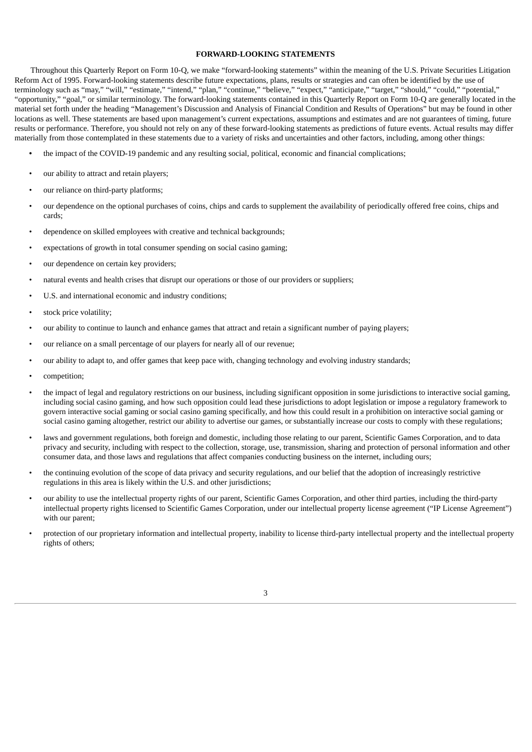## FORWARD-LOOKING STATEMENTS

Throughout this Quarterly Report on Form 10-Q, we make "forward-looking statements" within the meaning of the U.S. Private Securities Litigation Reform Act of 1995. Forward-looking statements describe future expectations, plans, results or strategies and can often be identified by the use of terminology such as "may," "will," "estimate," "intend," "plan," "continue," "believe," "expect," "anticipate," "target," "should," "could," "potential," "opportunity," "goal," or similar terminology. The forward-looking statements contained in this Quarterly Report on Form 10-Q are generally located in the material set forth under the heading "Management's Discussion and Analysis of Financial Condition and Results of Operations" but may be found in other locations as well. These statements are based upon management's current expectations, assumptions and estimates and are not guarantees of timing, future results or performance. Therefore, you should not rely on any of these forward-looking statements as predictions of future events. Actual results may differ materially from those contemplated in these statements due to a variety of risks and uncertainties and other factors, including, among other things:

- the impact of the COVID-19 pandemic and any resulting social, political, economic and financial complications;
- our ability to attract and retain players;
- our reliance on third-party platforms;
- our dependence on the optional purchases of coins, chips and cards to supplement the availability of periodically offered free coins, chips and cards;
- dependence on skilled employees with creative and technical backgrounds;
- expectations of growth in total consumer spending on social casino gaming;
- our dependence on certain key providers;
- natural events and health crises that disrupt our operations or those of our providers or suppliers;
- U.S. and international economic and industry conditions;
- stock price volatility;
- our ability to continue to launch and enhance games that attract and retain a significant number of paying players;
- our reliance on a small percentage of our players for nearly all of our revenue;
- our ability to adapt to, and offer games that keep pace with, changing technology and evolving industry standards;
- competition;
- the impact of legal and regulatory restrictions on our business, including significant opposition in some jurisdictions to interactive social gaming, including social casino gaming, and how such opposition could lead these jurisdictions to adopt legislation or impose a regulatory framework to govern interactive social gaming or social casino gaming specifically, and how this could result in a prohibition on interactive social gaming or social casino gaming altogether, restrict our ability to advertise our games, or substantially increase our costs to comply with these regulations;
- laws and government regulations, both foreign and domestic, including those relating to our parent, Scientific Games Corporation, and to data privacy and security, including with respect to the collection, storage, use, transmission, sharing and protection of personal information and other consumer data, and those laws and regulations that affect companies conducting business on the internet, including ours;
- the continuing evolution of the scope of data privacy and security regulations, and our belief that the adoption of increasingly restrictive regulations in this area is likely within the U.S. and other jurisdictions;
- our ability to use the intellectual property rights of our parent, Scientific Games Corporation, and other third parties, including the third-party intellectual property rights licensed to Scientific Games Corporation, under our intellectual property license agreement ("IP License Agreement") with our parent;
- protection of our proprietary information and intellectual property, inability to license third-party intellectual property and the intellectual property rights of others;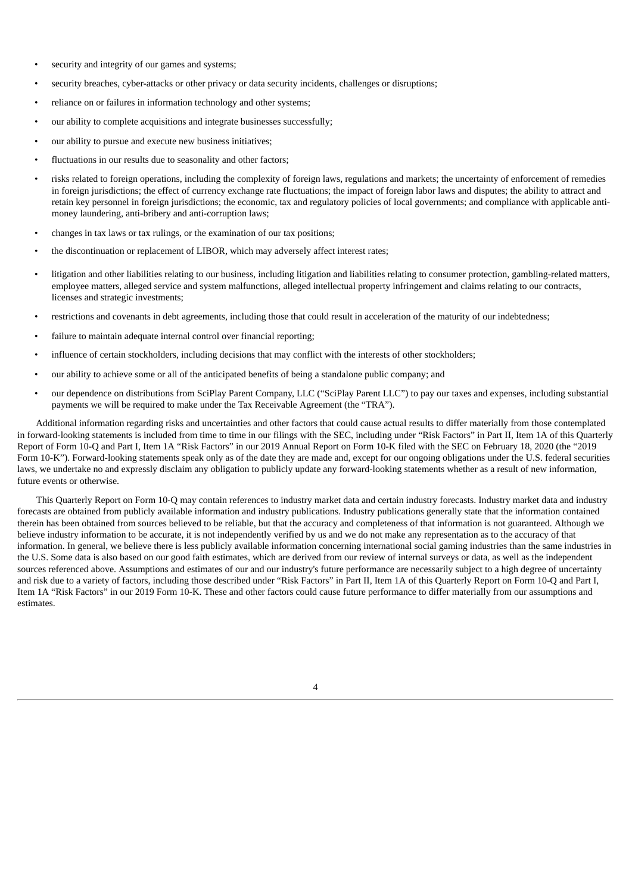- security and integrity of our games and systems;
- security breaches, cyber-attacks or other privacy or data security incidents, challenges or disruptions;
- reliance on or failures in information technology and other systems;
- our ability to complete acquisitions and integrate businesses successfully;
- our ability to pursue and execute new business initiatives;
- fluctuations in our results due to seasonality and other factors;
- risks related to foreign operations, including the complexity of foreign laws, regulations and markets; the uncertainty of enforcement of remedies in foreign jurisdictions; the effect of currency exchange rate fluctuations; the impact of foreign labor laws and disputes; the ability to attract and retain key personnel in foreign jurisdictions; the economic, tax and regulatory policies of local governments; and compliance with applicable anti-money laundering, anti-bribery and anti-corruption laws;
- changes in tax laws or tax rulings, or the examination of our tax positions;
- the discontinuation or replacement of LIBOR, which may adversely affect interest rates;
- litigation and other liabilities relating to our business, including litigation and liabilities relating to consumer protection, gambling-related matters, employee matters, alleged service and system malfunctions, alleged intellectual property infringement and claims relating to our contracts, licenses and strategic investments;
- restrictions and covenants in debt agreements, including those that could result in acceleration of the maturity of our indebtedness;
- failure to maintain adequate internal control over financial reporting;
- influence of certain stockholders, including decisions that may conflict with the interests of other stockholders;
- our ability to achieve some or all of the anticipated benefits of being a standalone public company; and
- our dependence on distributions from SciPlay Parent Company, LLC ("SciPlay Parent LLC") to pay our taxes and expenses, including substantial payments we will be required to make under the Tax Receivable Agreement (the "TRA").

Additional information regarding risks and uncertainties and other factors that could cause actual results to differ materially from those contemplated in forward-looking statements is included from time to time in our filings with the SEC, including under "Risk Factors" in Part II, Item 1A of this Quarterly Report of Form 10-Q and Part I, Item 1A "Risk Factors" in our 2019 Annual Report on Form 10-K filed with the SEC on February 18, 2020 (the "2019 Form 10-K"). Forward-looking statements speak only as of the date they are made and, except for our ongoing obligations under the U.S. federal securities laws, we undertake no and expressly disclaim any obligation to publicly update any forward-looking statements whether as a result of new information, future events or otherwise.

This Quarterly Report on Form 10-Q may contain references to industry market data and certain industry forecasts. Industry market data and industry forecasts are obtained from publicly available information and industry publications. Industry publications generally state that the information contained therein has been obtained from sources believed to be reliable, but that the accuracy and completeness of that information is not guaranteed. Although we believe industry information to be accurate, it is not independently verified by us and we do not make any representation as to the accuracy of that information. In general, we believe there is less publicly available information concerning international social gaming industries than the same industries in the U.S. Some data is also based on our good faith estimates, which are derived from our review of internal surveys or data, as well as the independent sources referenced above. Assumptions and estimates of our and our industry's future performance are necessarily subject to a high degree of uncertainty and risk due to a variety of factors, including those described under "Risk Factors" in Part II, Item 1A of this Quarterly Report on Form 10-Q and Part I, Item 1A "Risk Factors" in our 2019 Form 10-K. These and other factors could cause future performance to differ materially from our assumptions and estimates.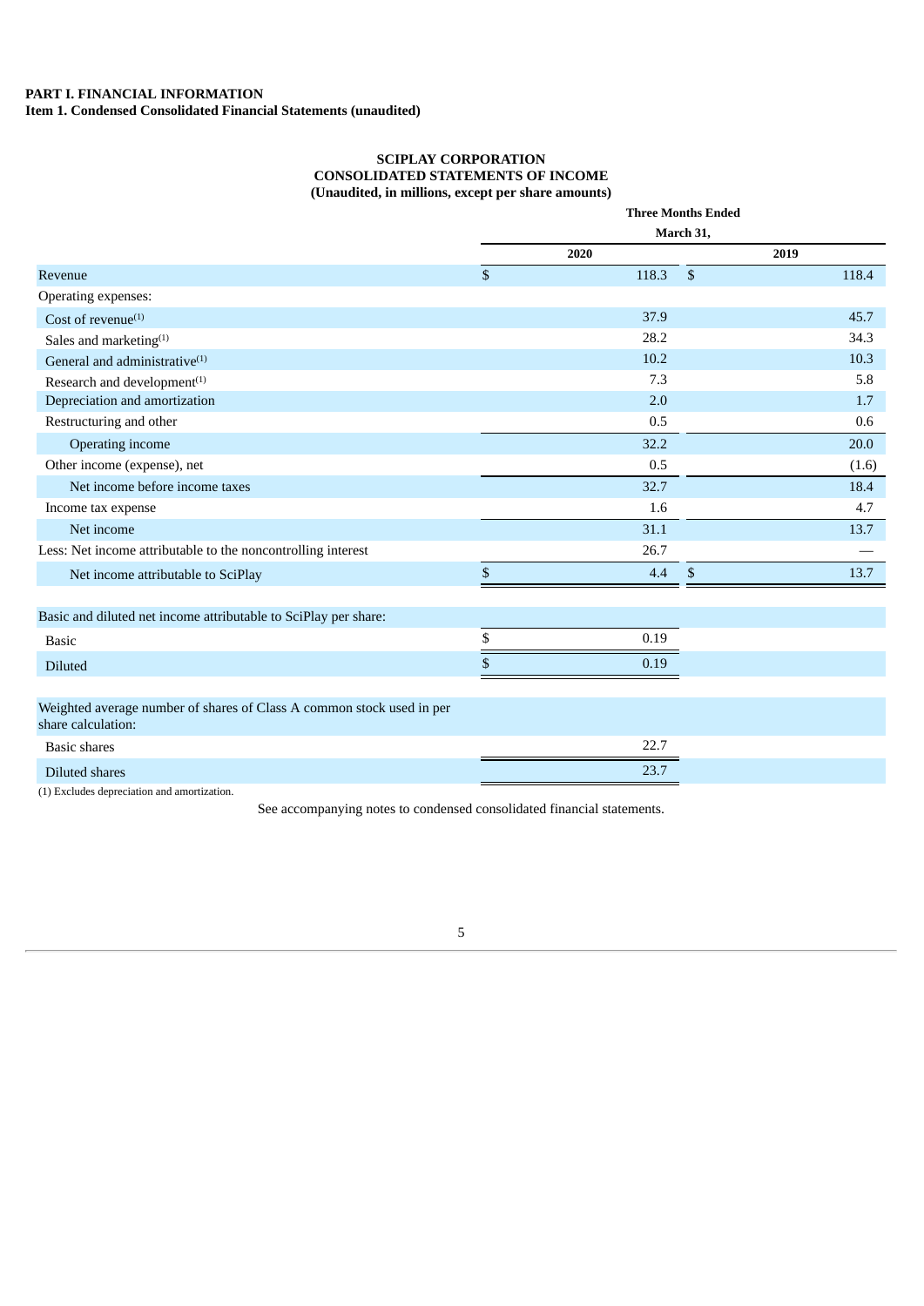**PART I. FINANCIAL INFORMATION**
**Item 1. Condensed Consolidated Financial Statements (unaudited)**

**SCIPLAY CORPORATION**
**CONSOLIDATED STATEMENTS OF INCOME**
**(Unaudited, in millions, except per share amounts)**

| | Three Months Ended March 31, | |
|---|---|---|
| | **2020** | **2019** |
| Revenue | $ 118.3 | $ 118.4 |
| Operating expenses: | | |
| Cost of revenue[(1)] | 37.9 | 45.7 |
| Sales and marketing[(1)] | 28.2 | 34.3 |
| General and administrative[(1)] | 10.2 | 10.3 |
| Research and development[(1)] | 7.3 | 5.8 |
| Depreciation and amortization | 2.0 | 1.7 |
| Restructuring and other | 0.5 | 0.6 |
| Operating income | 32.2 | 20.0 |
| Other income (expense), net | 0.5 | (1.6) |
| Net income before income taxes | 32.7 | 18.4 |
| Income tax expense | 1.6 | 4.7 |
| Net income | 31.1 | 13.7 |
| Less: Net income attributable to the noncontrolling interest | 26.7 | — |
| Net income attributable to SciPlay | $ 4.4 | $ 13.7 |
| | | |
| Basic and diluted net income attributable to SciPlay per share: | | |
| Basic | $ 0.19 | |
| Diluted | $ 0.19 | |
| | | |
| Weighted average number of shares of Class A common stock used in per share calculation: | | |
| Basic shares | 22.7 | |
| Diluted shares | 23.7 | |

(1) Excludes depreciation and amortization.

See accompanying notes to condensed consolidated financial statements.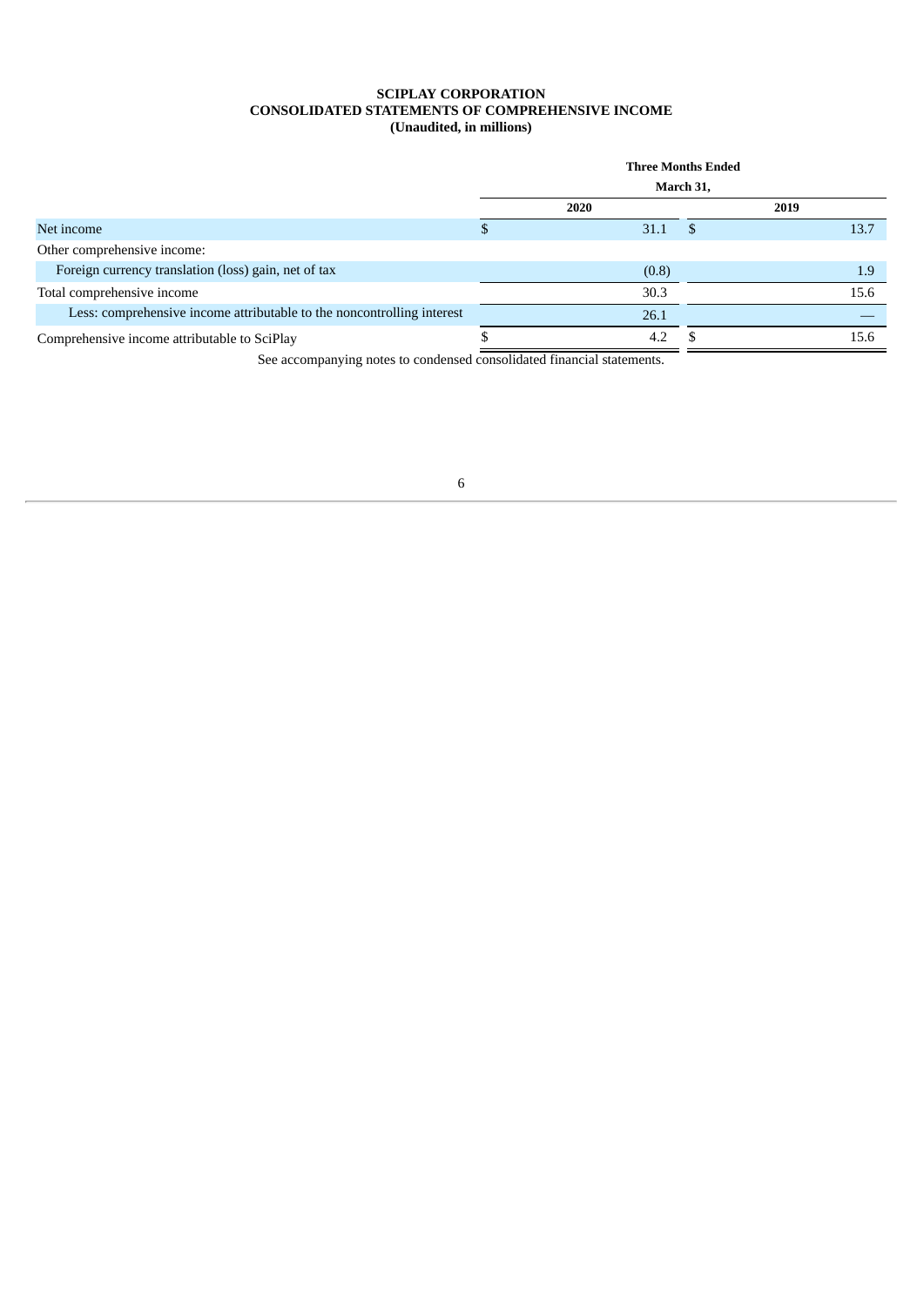**SCIPLAY CORPORATION**
**CONSOLIDATED STATEMENTS OF COMPREHENSIVE INCOME**
**(Unaudited, in millions)**

| | Three Months Ended March 31, | |
|---|---|---|
| | 2020 | 2019 |
| Net income | $ 31.1 | $ 13.7 |
| Other comprehensive income: | | |
| Foreign currency translation (loss) gain, net of tax | (0.8) | 1.9 |
| Total comprehensive income | 30.3 | 15.6 |
| Less: comprehensive income attributable to the noncontrolling interest | 26.1 | — |
| Comprehensive income attributable to SciPlay | $ 4.2 | $ 15.6 |

See accompanying notes to condensed consolidated financial statements.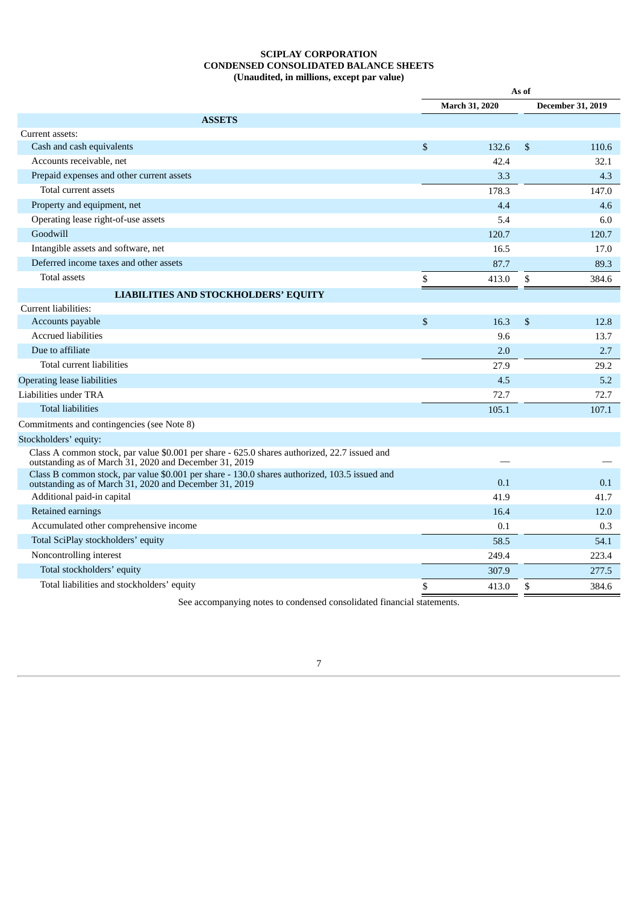**SCIPLAY CORPORATION**
**CONDENSED CONSOLIDATED BALANCE SHEETS**
**(Unaudited, in millions, except par value)**

| | As of | |
|---|---|---|
| | **March 31, 2020** | **December 31, 2019** |
| **ASSETS** | | |
| Current assets: | | |
| Cash and cash equivalents | $ 132.6 | $ 110.6 |
| Accounts receivable, net | 42.4 | 32.1 |
| Prepaid expenses and other current assets | 3.3 | 4.3 |
| Total current assets | 178.3 | 147.0 |
| Property and equipment, net | 4.4 | 4.6 |
| Operating lease right-of-use assets | 5.4 | 6.0 |
| Goodwill | 120.7 | 120.7 |
| Intangible assets and software, net | 16.5 | 17.0 |
| Deferred income taxes and other assets | 87.7 | 89.3 |
| Total assets | $ 413.0 | $ 384.6 |
| **LIABILITIES AND STOCKHOLDERS' EQUITY** | | |
| Current liabilities: | | |
| Accounts payable | $ 16.3 | $ 12.8 |
| Accrued liabilities | 9.6 | 13.7 |
| Due to affiliate | 2.0 | 2.7 |
| Total current liabilities | 27.9 | 29.2 |
| Operating lease liabilities | 4.5 | 5.2 |
| Liabilities under TRA | 72.7 | 72.7 |
| Total liabilities | 105.1 | 107.1 |
| Commitments and contingencies (see Note 8) | | |
| Stockholders' equity: | | |
| Class A common stock, par value $0.001 per share - 625.0 shares authorized, 22.7 issued and outstanding as of March 31, 2020 and December 31, 2019 | — | — |
| Class B common stock, par value $0.001 per share - 130.0 shares authorized, 103.5 issued and outstanding as of March 31, 2020 and December 31, 2019 | 0.1 | 0.1 |
| Additional paid-in capital | 41.9 | 41.7 |
| Retained earnings | 16.4 | 12.0 |
| Accumulated other comprehensive income | 0.1 | 0.3 |
| Total SciPlay stockholders' equity | 58.5 | 54.1 |
| Noncontrolling interest | 249.4 | 223.4 |
| Total stockholders' equity | 307.9 | 277.5 |
| Total liabilities and stockholders' equity | $ 413.0 | $ 384.6 |

See accompanying notes to condensed consolidated financial statements.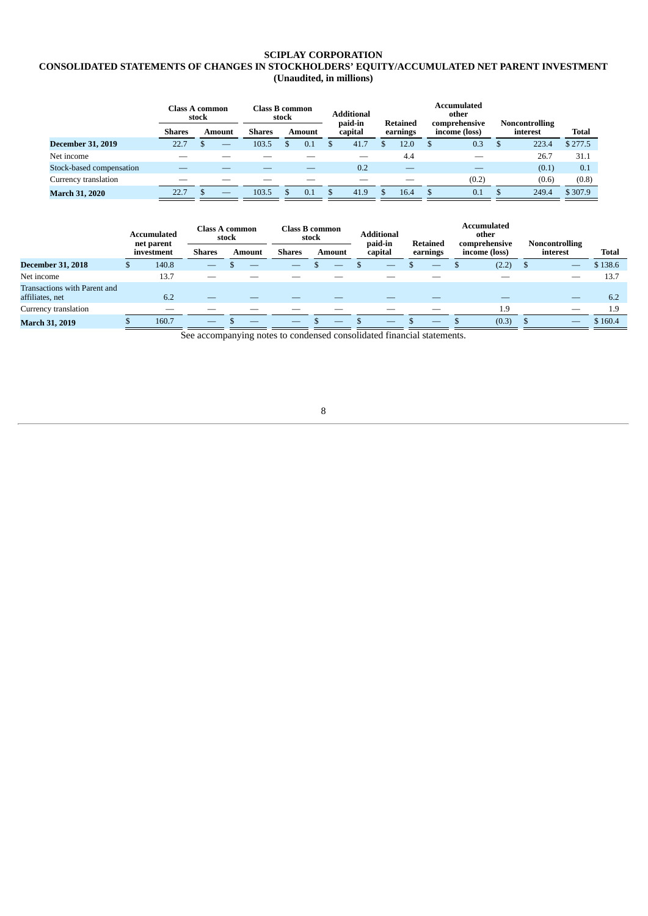# SCIPLAY CORPORATION

## CONSOLIDATED STATEMENTS OF CHANGES IN STOCKHOLDERS' EQUITY/ACCUMULATED NET PARENT INVESTMENT

### (Unaudited, in millions)

| | Class A common stock | | Class B common stock | | Additional paid-in capital | Retained earnings | Accumulated other comprehensive income (loss) | Noncontrolling interest | Total |
|---|---|---|---|---|---|---|---|---|---|
| | Shares | Amount | Shares | Amount | | | | | |
| **December 31, 2019** | 22.7 | $ — | 103.5 | $ 0.1 | $ 41.7 | $ 12.0 | $ 0.3 | $ 223.4 | $ 277.5 |
| Net income | — | — | — | — | — | 4.4 | — | 26.7 | 31.1 |
| Stock-based compensation | — | — | — | — | 0.2 | — | — | (0.1) | 0.1 |
| Currency translation | — | — | — | — | — | — | (0.2) | (0.6) | (0.8) |
| **March 31, 2020** | 22.7 | $ — | 103.5 | $ 0.1 | $ 41.9 | $ 16.4 | $ 0.1 | $ 249.4 | $ 307.9 |

| | Accumulated net parent investment | Class A common stock | | Class B common stock | | Additional paid-in capital | Retained earnings | Accumulated other comprehensive income (loss) | Noncontrolling interest | Total |
|---|---|---|---|---|---|---|---|---|---|---|
| | | Shares | Amount | Shares | Amount | | | | | |
| **December 31, 2018** | $ 140.8 | — | $ — | — | $ — | $ — | $ — | $ (2.2) | $ — | $ 138.6 |
| Net income | 13.7 | — | — | — | — | — | — | — | — | 13.7 |
| Transactions with Parent and affiliates, net | 6.2 | — | — | — | — | — | — | — | — | 6.2 |
| Currency translation | — | — | — | — | — | — | — | 1.9 | — | 1.9 |
| **March 31, 2019** | $ 160.7 | — | $ — | — | $ — | $ — | $ — | $ (0.3) | $ — | $ 160.4 |

See accompanying notes to condensed consolidated financial statements.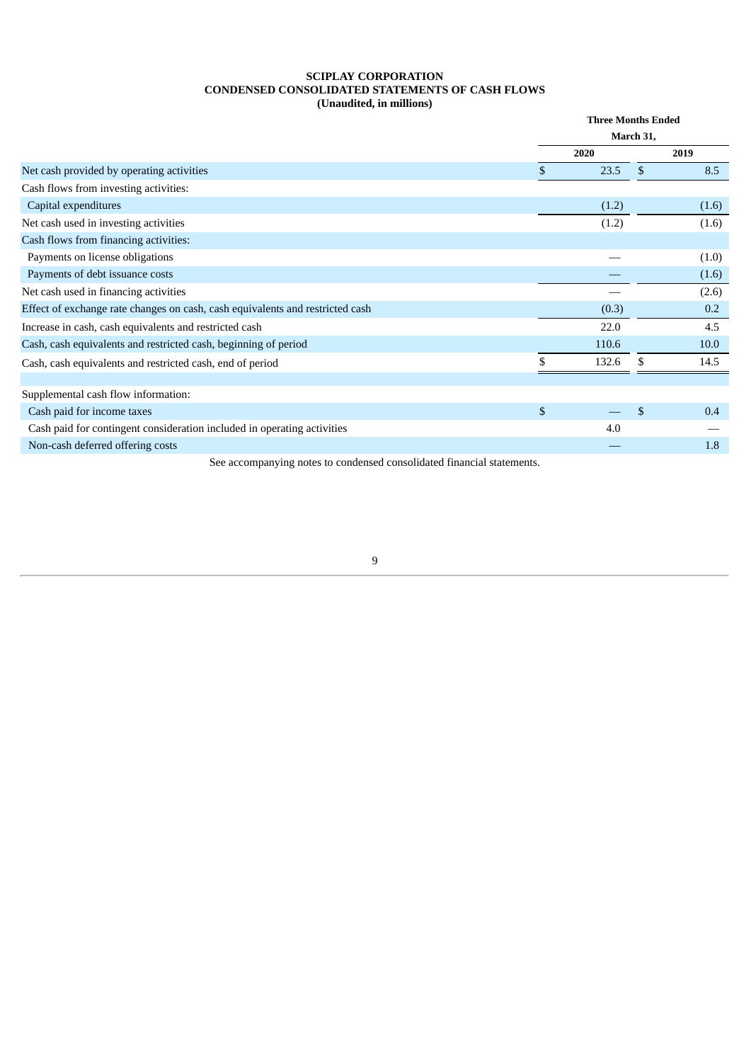**SCIPLAY CORPORATION**
**CONDENSED CONSOLIDATED STATEMENTS OF CASH FLOWS**
**(Unaudited, in millions)**

| | Three Months Ended March 31, | |
|---|---|---|
| | 2020 | 2019 |
| Net cash provided by operating activities | $ 23.5 | $ 8.5 |
| Cash flows from investing activities: | | |
| Capital expenditures | (1.2) | (1.6) |
| Net cash used in investing activities | (1.2) | (1.6) |
| Cash flows from financing activities: | | |
| Payments on license obligations | — | (1.0) |
| Payments of debt issuance costs | — | (1.6) |
| Net cash used in financing activities | — | (2.6) |
| Effect of exchange rate changes on cash, cash equivalents and restricted cash | (0.3) | 0.2 |
| Increase in cash, cash equivalents and restricted cash | 22.0 | 4.5 |
| Cash, cash equivalents and restricted cash, beginning of period | 110.6 | 10.0 |
| Cash, cash equivalents and restricted cash, end of period | $ 132.6 | $ 14.5 |
| | | |
| Supplemental cash flow information: | | |
| Cash paid for income taxes | $ — | $ 0.4 |
| Cash paid for contingent consideration included in operating activities | 4.0 | — |
| Non-cash deferred offering costs | — | 1.8 |

See accompanying notes to condensed consolidated financial statements.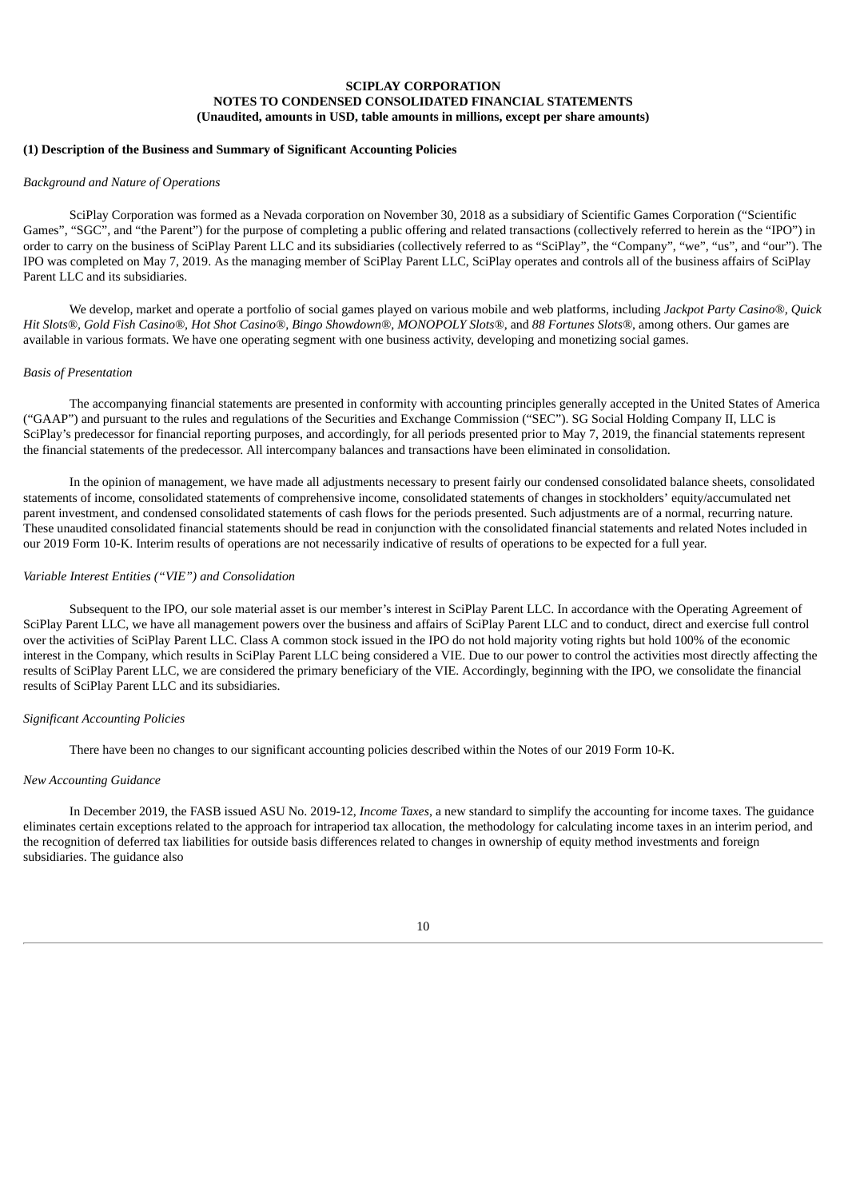**SCIPLAY CORPORATION**
**NOTES TO CONDENSED CONSOLIDATED FINANCIAL STATEMENTS**
**(Unaudited, amounts in USD, table amounts in millions, except per share amounts)**

**(1) Description of the Business and Summary of Significant Accounting Policies**

*Background and Nature of Operations*

SciPlay Corporation was formed as a Nevada corporation on November 30, 2018 as a subsidiary of Scientific Games Corporation ("Scientific Games", "SGC", and "the Parent") for the purpose of completing a public offering and related transactions (collectively referred to herein as the "IPO") in order to carry on the business of SciPlay Parent LLC and its subsidiaries (collectively referred to as "SciPlay", the "Company", "we", "us", and "our"). The IPO was completed on May 7, 2019. As the managing member of SciPlay Parent LLC, SciPlay operates and controls all of the business affairs of SciPlay Parent LLC and its subsidiaries.

We develop, market and operate a portfolio of social games played on various mobile and web platforms, including *Jackpot Party Casino*®, *Quick Hit Slots*®, *Gold Fish Casino*®, *Hot Shot Casino*®, *Bingo Showdown*®, *MONOPOLY Slots*®, and *88 Fortunes Slots*®, among others. Our games are available in various formats. We have one operating segment with one business activity, developing and monetizing social games.

*Basis of Presentation*

The accompanying financial statements are presented in conformity with accounting principles generally accepted in the United States of America ("GAAP") and pursuant to the rules and regulations of the Securities and Exchange Commission ("SEC"). SG Social Holding Company II, LLC is SciPlay's predecessor for financial reporting purposes, and accordingly, for all periods presented prior to May 7, 2019, the financial statements represent the financial statements of the predecessor. All intercompany balances and transactions have been eliminated in consolidation.

In the opinion of management, we have made all adjustments necessary to present fairly our condensed consolidated balance sheets, consolidated statements of income, consolidated statements of comprehensive income, consolidated statements of changes in stockholders' equity/accumulated net parent investment, and condensed consolidated statements of cash flows for the periods presented. Such adjustments are of a normal, recurring nature. These unaudited consolidated financial statements should be read in conjunction with the consolidated financial statements and related Notes included in our 2019 Form 10-K. Interim results of operations are not necessarily indicative of results of operations to be expected for a full year.

*Variable Interest Entities ("VIE") and Consolidation*

Subsequent to the IPO, our sole material asset is our member's interest in SciPlay Parent LLC. In accordance with the Operating Agreement of SciPlay Parent LLC, we have all management powers over the business and affairs of SciPlay Parent LLC and to conduct, direct and exercise full control over the activities of SciPlay Parent LLC. Class A common stock issued in the IPO do not hold majority voting rights but hold 100% of the economic interest in the Company, which results in SciPlay Parent LLC being considered a VIE. Due to our power to control the activities most directly affecting the results of SciPlay Parent LLC, we are considered the primary beneficiary of the VIE. Accordingly, beginning with the IPO, we consolidate the financial results of SciPlay Parent LLC and its subsidiaries.

*Significant Accounting Policies*

There have been no changes to our significant accounting policies described within the Notes of our 2019 Form 10-K.

*New Accounting Guidance*

In December 2019, the FASB issued ASU No. 2019-12, *Income Taxes*, a new standard to simplify the accounting for income taxes. The guidance eliminates certain exceptions related to the approach for intraperiod tax allocation, the methodology for calculating income taxes in an interim period, and the recognition of deferred tax liabilities for outside basis differences related to changes in ownership of equity method investments and foreign subsidiaries. The guidance also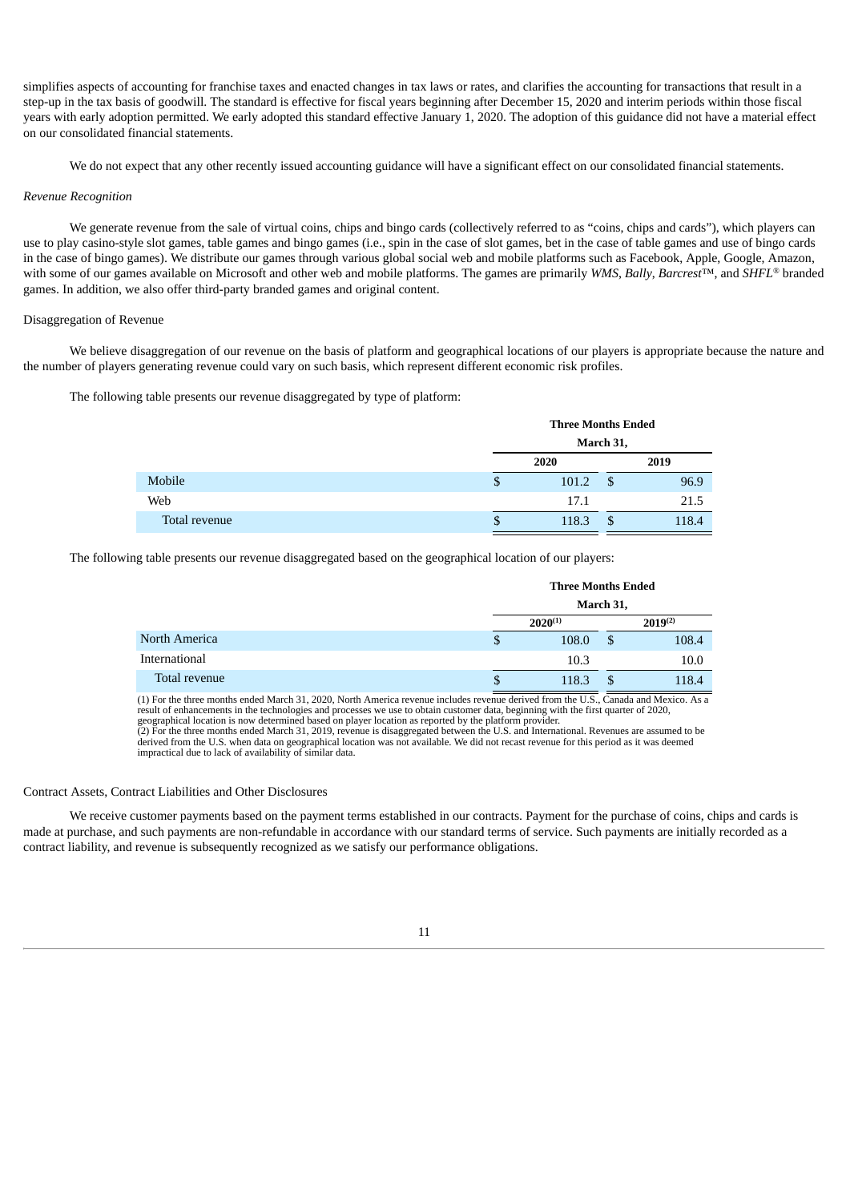simplifies aspects of accounting for franchise taxes and enacted changes in tax laws or rates, and clarifies the accounting for transactions that result in a step-up in the tax basis of goodwill. The standard is effective for fiscal years beginning after December 15, 2020 and interim periods within those fiscal years with early adoption permitted. We early adopted this standard effective January 1, 2020. The adoption of this guidance did not have a material effect on our consolidated financial statements.

We do not expect that any other recently issued accounting guidance will have a significant effect on our consolidated financial statements.

*Revenue Recognition*

We generate revenue from the sale of virtual coins, chips and bingo cards (collectively referred to as "coins, chips and cards"), which players can use to play casino-style slot games, table games and bingo games (i.e., spin in the case of slot games, bet in the case of table games and use of bingo cards in the case of bingo games). We distribute our games through various global social web and mobile platforms such as Facebook, Apple, Google, Amazon, with some of our games available on Microsoft and other web and mobile platforms. The games are primarily *WMS*, *Bally*, *Barcrest*™, and *SHFL*® branded games. In addition, we also offer third-party branded games and original content.

Disaggregation of Revenue

We believe disaggregation of our revenue on the basis of platform and geographical locations of our players is appropriate because the nature and the number of players generating revenue could vary on such basis, which represent different economic risk profiles.

The following table presents our revenue disaggregated by type of platform:

| | Three Months Ended March 31, | |
|---|---|---|
| | 2020 | 2019 |
| Mobile | $ 101.2 | $ 96.9 |
| Web | 17.1 | 21.5 |
| Total revenue | $ 118.3 | $ 118.4 |

The following table presents our revenue disaggregated based on the geographical location of our players:

| | Three Months Ended March 31, | |
|---|---|---|
| | 2020[(1)] | 2019[(2)] |
| North America | $ 108.0 | $ 108.4 |
| International | 10.3 | 10.0 |
| Total revenue | $ 118.3 | $ 118.4 |

(1) For the three months ended March 31, 2020, North America revenue includes revenue derived from the U.S., Canada and Mexico. As a result of enhancements in the technologies and processes we use to obtain customer data, beginning with the first quarter of 2020, geographical location is now determined based on player location as reported by the platform provider.
(2) For the three months ended March 31, 2019, revenue is disaggregated between the U.S. and International. Revenues are assumed to be derived from the U.S. when data on geographical location was not available. We did not recast revenue for this period as it was deemed impractical due to lack of availability of similar data.

Contract Assets, Contract Liabilities and Other Disclosures

We receive customer payments based on the payment terms established in our contracts. Payment for the purchase of coins, chips and cards is made at purchase, and such payments are non-refundable in accordance with our standard terms of service. Such payments are initially recorded as a contract liability, and revenue is subsequently recognized as we satisfy our performance obligations.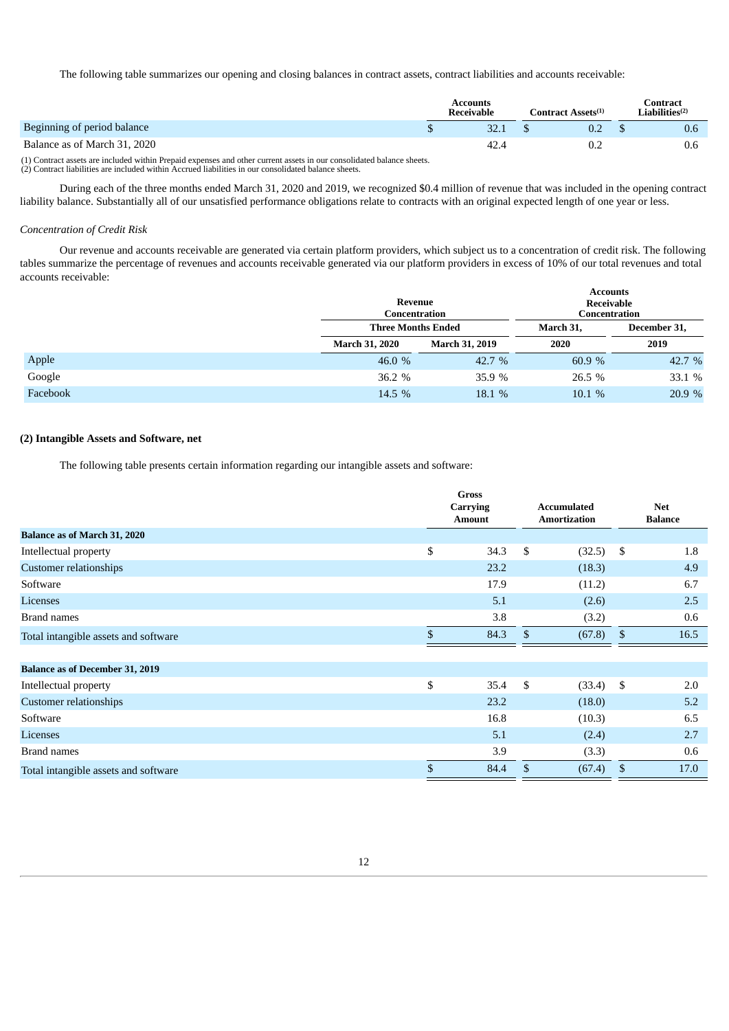The following table summarizes our opening and closing balances in contract assets, contract liabilities and accounts receivable:

| | Accounts Receivable | Contract Assets[(1)] | Contract Liabilities[(2)] |
|---|---|---|---|
| Beginning of period balance | $ 32.1 | $ 0.2 | $ 0.6 |
| Balance as of March 31, 2020 | 42.4 | 0.2 | 0.6 |

(1) Contract assets are included within Prepaid expenses and other current assets in our consolidated balance sheets.
(2) Contract liabilities are included within Accrued liabilities in our consolidated balance sheets.

During each of the three months ended March 31, 2020 and 2019, we recognized $0.4 million of revenue that was included in the opening contract liability balance. Substantially all of our unsatisfied performance obligations relate to contracts with an original expected length of one year or less.

*Concentration of Credit Risk*

Our revenue and accounts receivable are generated via certain platform providers, which subject us to a concentration of credit risk. The following tables summarize the percentage of revenues and accounts receivable generated via our platform providers in excess of 10% of our total revenues and total accounts receivable:

| | Revenue Concentration | | Accounts Receivable Concentration | |
|---|---|---|---|---|
| | Three Months Ended | | March 31, | December 31, |
| | March 31, 2020 | March 31, 2019 | 2020 | 2019 |
| Apple | 46.0 % | 42.7 % | 60.9 % | 42.7 % |
| Google | 36.2 % | 35.9 % | 26.5 % | 33.1 % |
| Facebook | 14.5 % | 18.1 % | 10.1 % | 20.9 % |

**(2) Intangible Assets and Software, net**

The following table presents certain information regarding our intangible assets and software:

| | Gross Carrying Amount | Accumulated Amortization | Net Balance |
|---|---|---|---|
| **Balance as of March 31, 2020** | | | |
| Intellectual property | $ 34.3 | $ (32.5) | $ 1.8 |
| Customer relationships | 23.2 | (18.3) | 4.9 |
| Software | 17.9 | (11.2) | 6.7 |
| Licenses | 5.1 | (2.6) | 2.5 |
| Brand names | 3.8 | (3.2) | 0.6 |
| Total intangible assets and software | $ 84.3 | $ (67.8) | $ 16.5 |
| | | | |
| **Balance as of December 31, 2019** | | | |
| Intellectual property | $ 35.4 | $ (33.4) | $ 2.0 |
| Customer relationships | 23.2 | (18.0) | 5.2 |
| Software | 16.8 | (10.3) | 6.5 |
| Licenses | 5.1 | (2.4) | 2.7 |
| Brand names | 3.9 | (3.3) | 0.6 |
| Total intangible assets and software | $ 84.4 | $ (67.4) | $ 17.0 |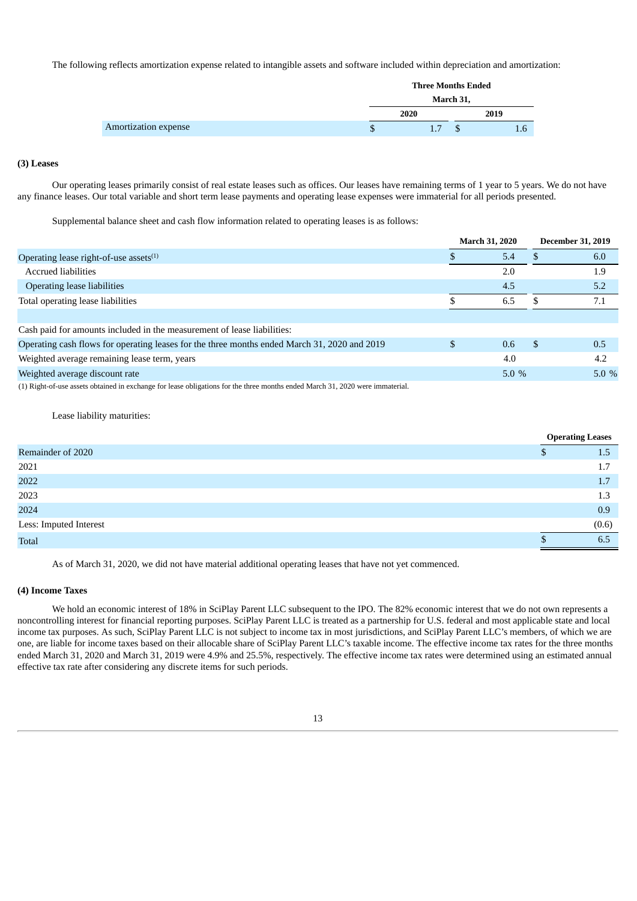The following reflects amortization expense related to intangible assets and software included within depreciation and amortization:

| | Three Months Ended March 31, | |
|---|---|---|
| | 2020 | 2019 |
| Amortization expense | $ 1.7 | $ 1.6 |

### (3) Leases

Our operating leases primarily consist of real estate leases such as offices. Our leases have remaining terms of 1 year to 5 years. We do not have any finance leases. Our total variable and short term lease payments and operating lease expenses were immaterial for all periods presented.

Supplemental balance sheet and cash flow information related to operating leases is as follows:

| | March 31, 2020 | December 31, 2019 |
|---|---|---|
| Operating lease right-of-use assets[(1)] | $ 5.4 | $ 6.0 |
| Accrued liabilities | 2.0 | 1.9 |
| Operating lease liabilities | 4.5 | 5.2 |
| Total operating lease liabilities | $ 6.5 | $ 7.1 |
| | | |
| Cash paid for amounts included in the measurement of lease liabilities: | | |
| Operating cash flows for operating leases for the three months ended March 31, 2020 and 2019 | $ 0.6 | $ 0.5 |
| Weighted average remaining lease term, years | 4.0 | 4.2 |
| Weighted average discount rate | 5.0 % | 5.0 % |

(1) Right-of-use assets obtained in exchange for lease obligations for the three months ended March 31, 2020 were immaterial.

Lease liability maturities:

| | Operating Leases |
|---|---|
| Remainder of 2020 | $ 1.5 |
| 2021 | 1.7 |
| 2022 | 1.7 |
| 2023 | 1.3 |
| 2024 | 0.9 |
| Less: Imputed Interest | (0.6) |
| Total | $ 6.5 |

As of March 31, 2020, we did not have material additional operating leases that have not yet commenced.

### (4) Income Taxes

We hold an economic interest of 18% in SciPlay Parent LLC subsequent to the IPO. The 82% economic interest that we do not own represents a noncontrolling interest for financial reporting purposes. SciPlay Parent LLC is treated as a partnership for U.S. federal and most applicable state and local income tax purposes. As such, SciPlay Parent LLC is not subject to income tax in most jurisdictions, and SciPlay Parent LLC's members, of which we are one, are liable for income taxes based on their allocable share of SciPlay Parent LLC's taxable income. The effective income tax rates for the three months ended March 31, 2020 and March 31, 2019 were 4.9% and 25.5%, respectively. The effective income tax rates were determined using an estimated annual effective tax rate after considering any discrete items for such periods.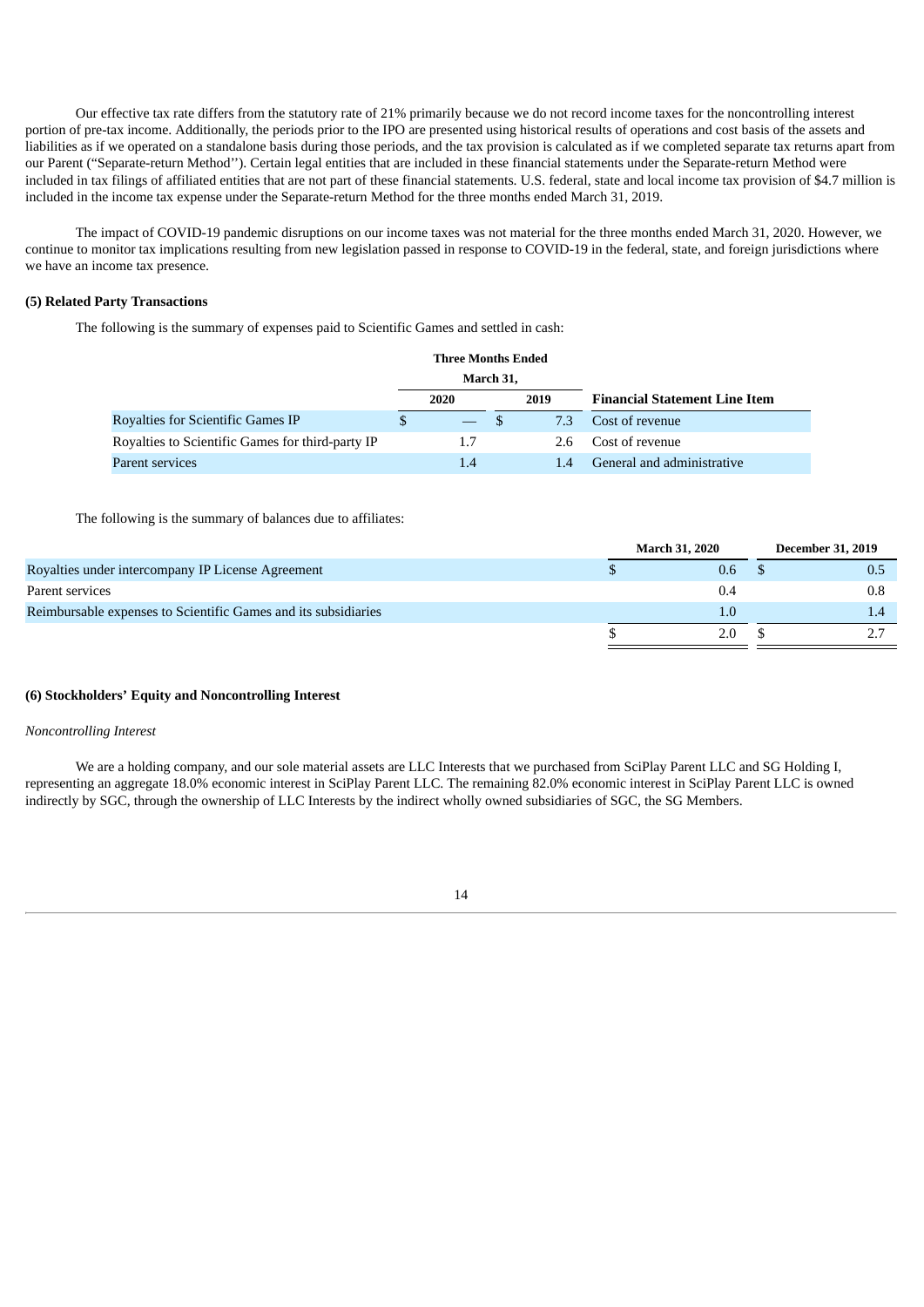Our effective tax rate differs from the statutory rate of 21% primarily because we do not record income taxes for the noncontrolling interest portion of pre-tax income. Additionally, the periods prior to the IPO are presented using historical results of operations and cost basis of the assets and liabilities as if we operated on a standalone basis during those periods, and the tax provision is calculated as if we completed separate tax returns apart from our Parent ("Separate-return Method"). Certain legal entities that are included in these financial statements under the Separate-return Method were included in tax filings of affiliated entities that are not part of these financial statements. U.S. federal, state and local income tax provision of $4.7 million is included in the income tax expense under the Separate-return Method for the three months ended March 31, 2019.

The impact of COVID-19 pandemic disruptions on our income taxes was not material for the three months ended March 31, 2020. However, we continue to monitor tax implications resulting from new legislation passed in response to COVID-19 in the federal, state, and foreign jurisdictions where we have an income tax presence.

**(5) Related Party Transactions**

The following is the summary of expenses paid to Scientific Games and settled in cash:

| | Three Months Ended March 31, | | |
|---|---|---|---|
| | 2020 | 2019 | Financial Statement Line Item |
| Royalties for Scientific Games IP | $ — | $ 7.3 | Cost of revenue |
| Royalties to Scientific Games for third-party IP | 1.7 | 2.6 | Cost of revenue |
| Parent services | 1.4 | 1.4 | General and administrative |

The following is the summary of balances due to affiliates:

| | March 31, 2020 | December 31, 2019 |
|---|---|---|
| Royalties under intercompany IP License Agreement | $ 0.6 | $ 0.5 |
| Parent services | 0.4 | 0.8 |
| Reimbursable expenses to Scientific Games and its subsidiaries | 1.0 | 1.4 |
| | $ 2.0 | $ 2.7 |

**(6) Stockholders' Equity and Noncontrolling Interest**

*Noncontrolling Interest*

We are a holding company, and our sole material assets are LLC Interests that we purchased from SciPlay Parent LLC and SG Holding I, representing an aggregate 18.0% economic interest in SciPlay Parent LLC. The remaining 82.0% economic interest in SciPlay Parent LLC is owned indirectly by SGC, through the ownership of LLC Interests by the indirect wholly owned subsidiaries of SGC, the SG Members.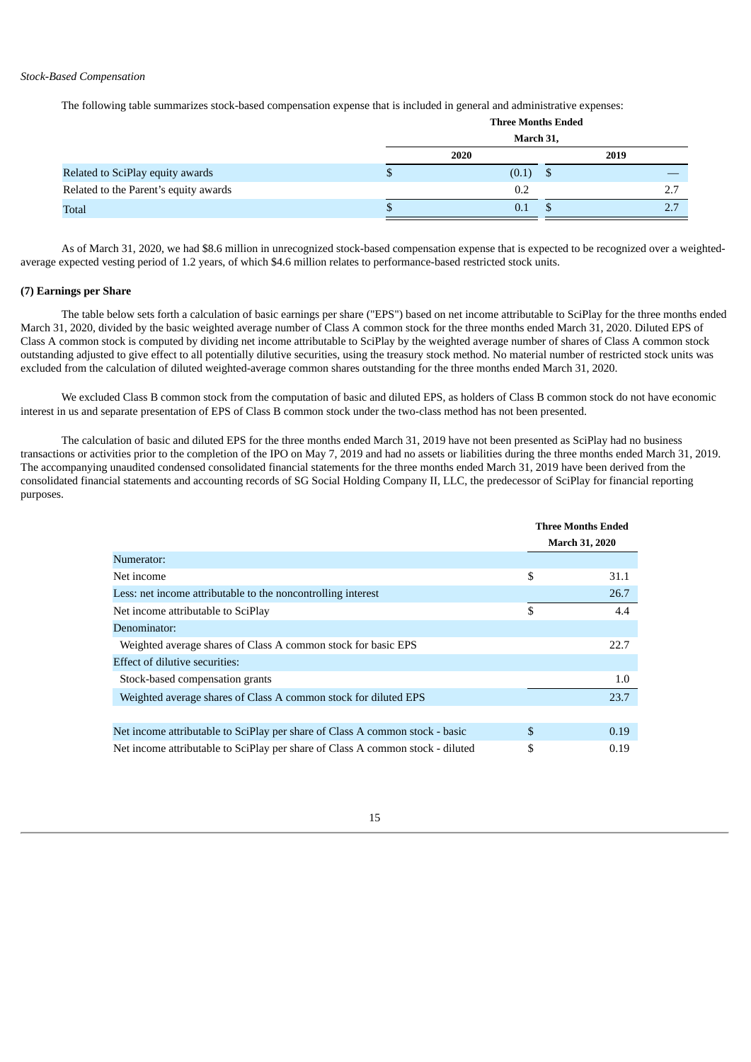*Stock-Based Compensation*

The following table summarizes stock-based compensation expense that is included in general and administrative expenses:

| | Three Months Ended March 31, | |
|---|---|---|
| | 2020 | 2019 |
| Related to SciPlay equity awards | $ (0.1) | $ — |
| Related to the Parent’s equity awards | 0.2 | 2.7 |
| Total | $ 0.1 | $ 2.7 |

As of March 31, 2020, we had $8.6 million in unrecognized stock-based compensation expense that is expected to be recognized over a weighted-average expected vesting period of 1.2 years, of which $4.6 million relates to performance-based restricted stock units.

**(7) Earnings per Share**

The table below sets forth a calculation of basic earnings per share ("EPS") based on net income attributable to SciPlay for the three months ended March 31, 2020, divided by the basic weighted average number of Class A common stock for the three months ended March 31, 2020. Diluted EPS of Class A common stock is computed by dividing net income attributable to SciPlay by the weighted average number of shares of Class A common stock outstanding adjusted to give effect to all potentially dilutive securities, using the treasury stock method. No material number of restricted stock units was excluded from the calculation of diluted weighted-average common shares outstanding for the three months ended March 31, 2020.

We excluded Class B common stock from the computation of basic and diluted EPS, as holders of Class B common stock do not have economic interest in us and separate presentation of EPS of Class B common stock under the two-class method has not been presented.

The calculation of basic and diluted EPS for the three months ended March 31, 2019 have not been presented as SciPlay had no business transactions or activities prior to the completion of the IPO on May 7, 2019 and had no assets or liabilities during the three months ended March 31, 2019. The accompanying unaudited condensed consolidated financial statements for the three months ended March 31, 2019 have been derived from the consolidated financial statements and accounting records of SG Social Holding Company II, LLC, the predecessor of SciPlay for financial reporting purposes.

| | Three Months Ended March 31, 2020 |
|---|---|
| Numerator: | |
| Net income | $ 31.1 |
| Less: net income attributable to the noncontrolling interest | 26.7 |
| Net income attributable to SciPlay | $ 4.4 |
| Denominator: | |
| Weighted average shares of Class A common stock for basic EPS | 22.7 |
| Effect of dilutive securities: | |
| Stock-based compensation grants | 1.0 |
| Weighted average shares of Class A common stock for diluted EPS | 23.7 |
| | |
| Net income attributable to SciPlay per share of Class A common stock - basic | $ 0.19 |
| Net income attributable to SciPlay per share of Class A common stock - diluted | $ 0.19 |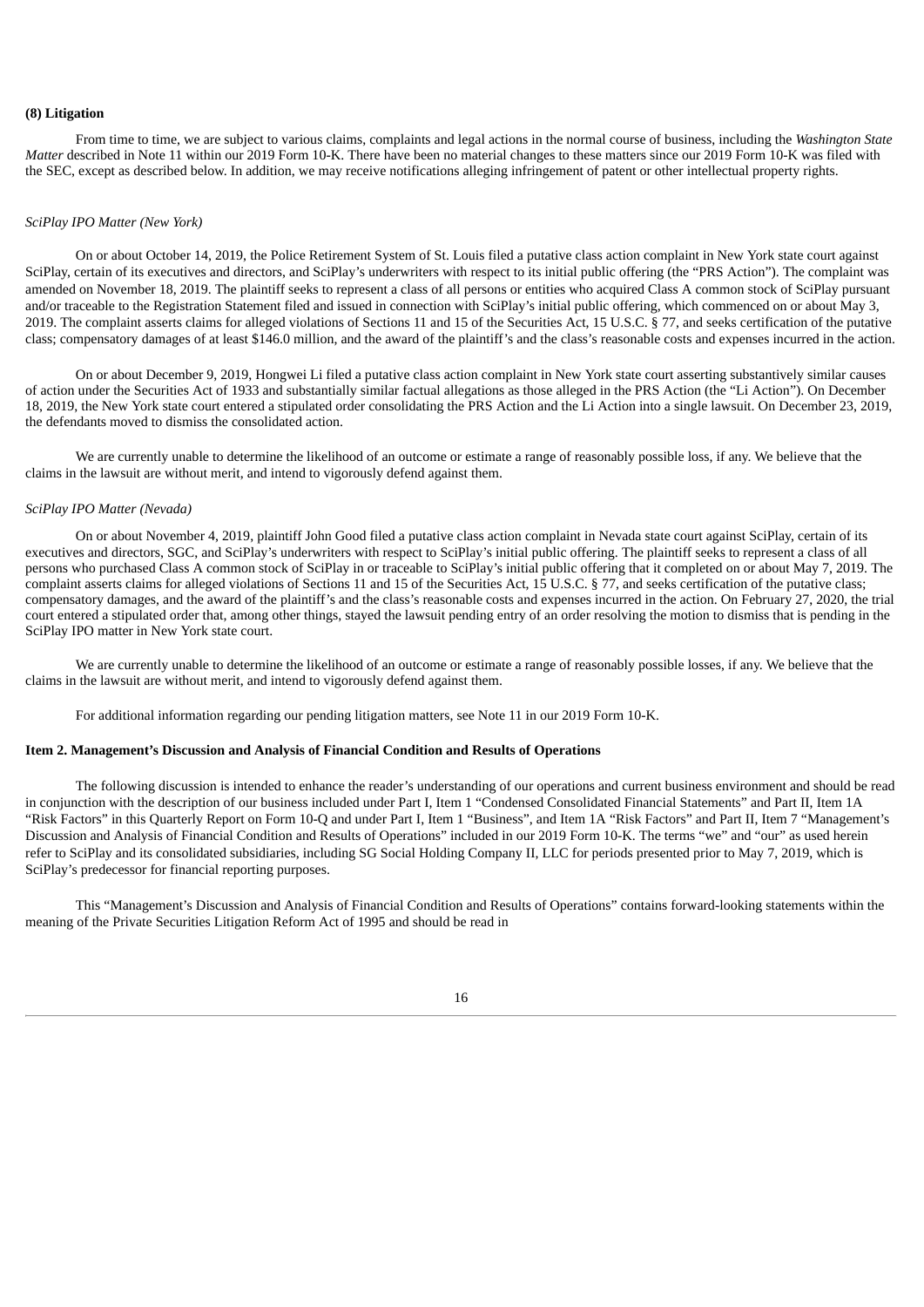### (8) Litigation

From time to time, we are subject to various claims, complaints and legal actions in the normal course of business, including the *Washington State Matter* described in Note 11 within our 2019 Form 10-K. There have been no material changes to these matters since our 2019 Form 10-K was filed with the SEC, except as described below. In addition, we may receive notifications alleging infringement of patent or other intellectual property rights.

*SciPlay IPO Matter (New York)*

On or about October 14, 2019, the Police Retirement System of St. Louis filed a putative class action complaint in New York state court against SciPlay, certain of its executives and directors, and SciPlay's underwriters with respect to its initial public offering (the "PRS Action"). The complaint was amended on November 18, 2019. The plaintiff seeks to represent a class of all persons or entities who acquired Class A common stock of SciPlay pursuant and/or traceable to the Registration Statement filed and issued in connection with SciPlay's initial public offering, which commenced on or about May 3, 2019. The complaint asserts claims for alleged violations of Sections 11 and 15 of the Securities Act, 15 U.S.C. § 77, and seeks certification of the putative class; compensatory damages of at least $146.0 million, and the award of the plaintiff's and the class's reasonable costs and expenses incurred in the action.

On or about December 9, 2019, Hongwei Li filed a putative class action complaint in New York state court asserting substantively similar causes of action under the Securities Act of 1933 and substantially similar factual allegations as those alleged in the PRS Action (the "Li Action"). On December 18, 2019, the New York state court entered a stipulated order consolidating the PRS Action and the Li Action into a single lawsuit. On December 23, 2019, the defendants moved to dismiss the consolidated action.

We are currently unable to determine the likelihood of an outcome or estimate a range of reasonably possible loss, if any. We believe that the claims in the lawsuit are without merit, and intend to vigorously defend against them.

*SciPlay IPO Matter (Nevada)*

On or about November 4, 2019, plaintiff John Good filed a putative class action complaint in Nevada state court against SciPlay, certain of its executives and directors, SGC, and SciPlay's underwriters with respect to SciPlay's initial public offering. The plaintiff seeks to represent a class of all persons who purchased Class A common stock of SciPlay in or traceable to SciPlay's initial public offering that it completed on or about May 7, 2019. The complaint asserts claims for alleged violations of Sections 11 and 15 of the Securities Act, 15 U.S.C. § 77, and seeks certification of the putative class; compensatory damages, and the award of the plaintiff's and the class's reasonable costs and expenses incurred in the action. On February 27, 2020, the trial court entered a stipulated order that, among other things, stayed the lawsuit pending entry of an order resolving the motion to dismiss that is pending in the SciPlay IPO matter in New York state court.

We are currently unable to determine the likelihood of an outcome or estimate a range of reasonably possible losses, if any. We believe that the claims in the lawsuit are without merit, and intend to vigorously defend against them.

For additional information regarding our pending litigation matters, see Note 11 in our 2019 Form 10-K.

### Item 2. Management's Discussion and Analysis of Financial Condition and Results of Operations

The following discussion is intended to enhance the reader's understanding of our operations and current business environment and should be read in conjunction with the description of our business included under Part I, Item 1 "Condensed Consolidated Financial Statements" and Part II, Item 1A "Risk Factors" in this Quarterly Report on Form 10-Q and under Part I, Item 1 "Business", and Item 1A "Risk Factors" and Part II, Item 7 "Management's Discussion and Analysis of Financial Condition and Results of Operations" included in our 2019 Form 10-K. The terms "we" and "our" as used herein refer to SciPlay and its consolidated subsidiaries, including SG Social Holding Company II, LLC for periods presented prior to May 7, 2019, which is SciPlay's predecessor for financial reporting purposes.

This "Management's Discussion and Analysis of Financial Condition and Results of Operations" contains forward-looking statements within the meaning of the Private Securities Litigation Reform Act of 1995 and should be read in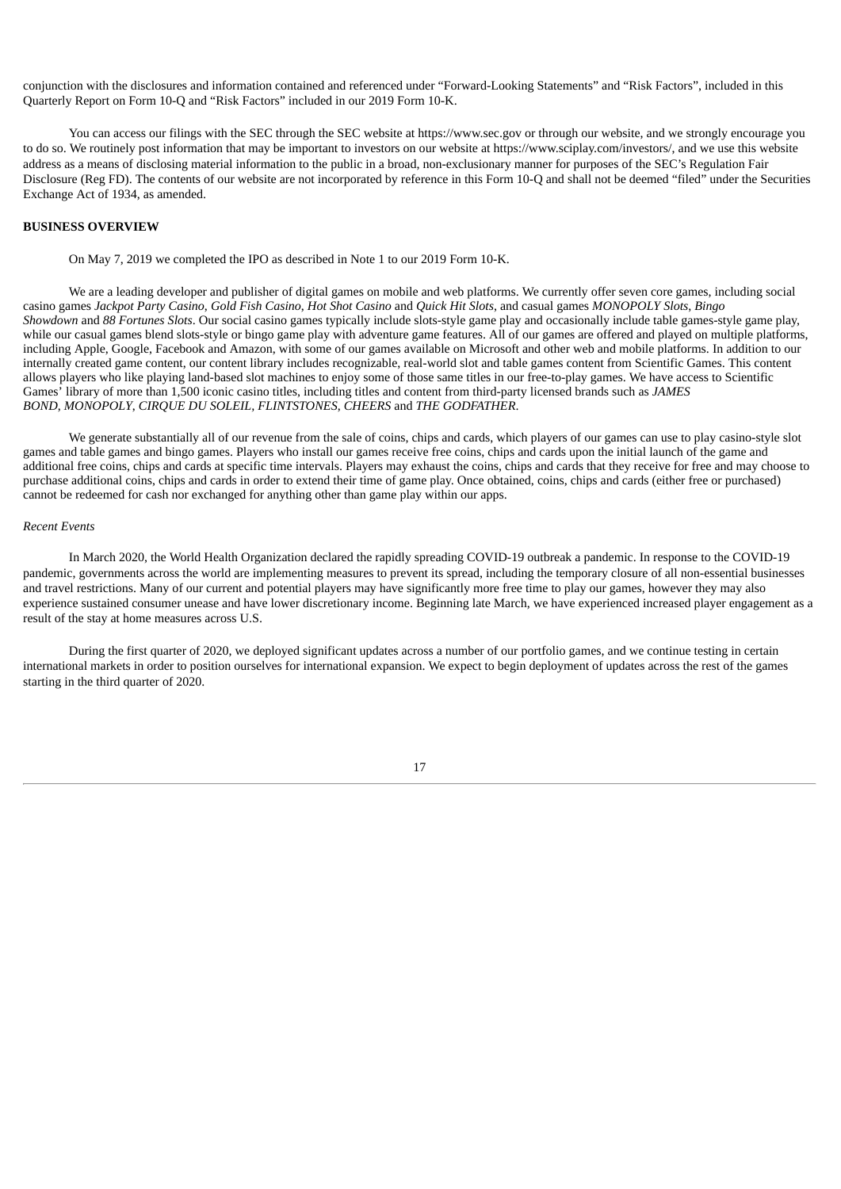conjunction with the disclosures and information contained and referenced under "Forward-Looking Statements" and "Risk Factors", included in this Quarterly Report on Form 10-Q and "Risk Factors" included in our 2019 Form 10-K.

You can access our filings with the SEC through the SEC website at https://www.sec.gov or through our website, and we strongly encourage you to do so. We routinely post information that may be important to investors on our website at https://www.sciplay.com/investors/, and we use this website address as a means of disclosing material information to the public in a broad, non-exclusionary manner for purposes of the SEC's Regulation Fair Disclosure (Reg FD). The contents of our website are not incorporated by reference in this Form 10-Q and shall not be deemed "filed" under the Securities Exchange Act of 1934, as amended.

**BUSINESS OVERVIEW**

On May 7, 2019 we completed the IPO as described in Note 1 to our 2019 Form 10-K.

We are a leading developer and publisher of digital games on mobile and web platforms. We currently offer seven core games, including social casino games *Jackpot Party Casino*, *Gold Fish Casino*, *Hot Shot Casino* and *Quick Hit Slots*, and casual games *MONOPOLY Slots*, *Bingo Showdown* and *88 Fortunes Slots*. Our social casino games typically include slots-style game play and occasionally include table games-style game play, while our casual games blend slots-style or bingo game play with adventure game features. All of our games are offered and played on multiple platforms, including Apple, Google, Facebook and Amazon, with some of our games available on Microsoft and other web and mobile platforms. In addition to our internally created game content, our content library includes recognizable, real-world slot and table games content from Scientific Games. This content allows players who like playing land-based slot machines to enjoy some of those same titles in our free-to-play games. We have access to Scientific Games' library of more than 1,500 iconic casino titles, including titles and content from third-party licensed brands such as *JAMES BOND*, *MONOPOLY*, *CIRQUE DU SOLEIL*, *FLINTSTONES*, *CHEERS* and *THE GODFATHER*.

We generate substantially all of our revenue from the sale of coins, chips and cards, which players of our games can use to play casino-style slot games and table games and bingo games. Players who install our games receive free coins, chips and cards upon the initial launch of the game and additional free coins, chips and cards at specific time intervals. Players may exhaust the coins, chips and cards that they receive for free and may choose to purchase additional coins, chips and cards in order to extend their time of game play. Once obtained, coins, chips and cards (either free or purchased) cannot be redeemed for cash nor exchanged for anything other than game play within our apps.

*Recent Events*

In March 2020, the World Health Organization declared the rapidly spreading COVID-19 outbreak a pandemic. In response to the COVID-19 pandemic, governments across the world are implementing measures to prevent its spread, including the temporary closure of all non-essential businesses and travel restrictions. Many of our current and potential players may have significantly more free time to play our games, however they may also experience sustained consumer unease and have lower discretionary income. Beginning late March, we have experienced increased player engagement as a result of the stay at home measures across U.S.

During the first quarter of 2020, we deployed significant updates across a number of our portfolio games, and we continue testing in certain international markets in order to position ourselves for international expansion. We expect to begin deployment of updates across the rest of the games starting in the third quarter of 2020.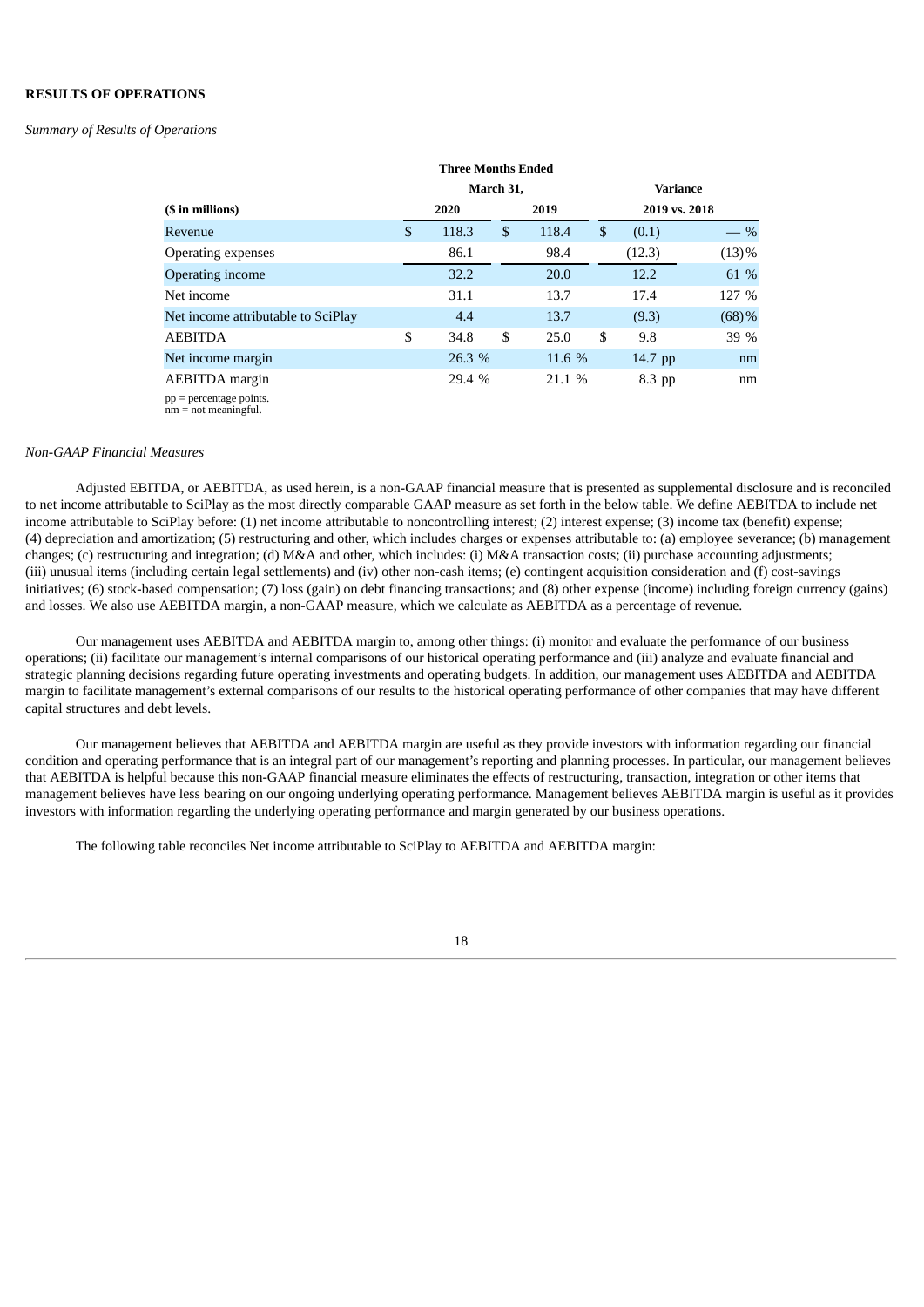**RESULTS OF OPERATIONS**

*Summary of Results of Operations*

| ($ in millions) | Three Months Ended March 31, 2020 | Three Months Ended March 31, 2019 | Variance 2019 vs. 2018 | |
|---|---|---|---|---|
| Revenue | $ 118.3 | $ 118.4 | $ (0.1) | — % |
| Operating expenses | 86.1 | 98.4 | (12.3) | (13)% |
| Operating income | 32.2 | 20.0 | 12.2 | 61 % |
| Net income | 31.1 | 13.7 | 17.4 | 127 % |
| Net income attributable to SciPlay | 4.4 | 13.7 | (9.3) | (68)% |
| AEBITDA | $ 34.8 | $ 25.0 | $ 9.8 | 39 % |
| Net income margin | 26.3 % | 11.6 % | 14.7 pp | nm |
| AEBITDA margin | 29.4 % | 21.1 % | 8.3 pp | nm |

pp = percentage points.
nm = not meaningful.

*Non-GAAP Financial Measures*

Adjusted EBITDA, or AEBITDA, as used herein, is a non-GAAP financial measure that is presented as supplemental disclosure and is reconciled to net income attributable to SciPlay as the most directly comparable GAAP measure as set forth in the below table. We define AEBITDA to include net income attributable to SciPlay before: (1) net income attributable to noncontrolling interest; (2) interest expense; (3) income tax (benefit) expense; (4) depreciation and amortization; (5) restructuring and other, which includes charges or expenses attributable to: (a) employee severance; (b) management changes; (c) restructuring and integration; (d) M&A and other, which includes: (i) M&A transaction costs; (ii) purchase accounting adjustments; (iii) unusual items (including certain legal settlements) and (iv) other non-cash items; (e) contingent acquisition consideration and (f) cost-savings initiatives; (6) stock-based compensation; (7) loss (gain) on debt financing transactions; and (8) other expense (income) including foreign currency (gains) and losses. We also use AEBITDA margin, a non-GAAP measure, which we calculate as AEBITDA as a percentage of revenue.

Our management uses AEBITDA and AEBITDA margin to, among other things: (i) monitor and evaluate the performance of our business operations; (ii) facilitate our management's internal comparisons of our historical operating performance and (iii) analyze and evaluate financial and strategic planning decisions regarding future operating investments and operating budgets. In addition, our management uses AEBITDA and AEBITDA margin to facilitate management's external comparisons of our results to the historical operating performance of other companies that may have different capital structures and debt levels.

Our management believes that AEBITDA and AEBITDA margin are useful as they provide investors with information regarding our financial condition and operating performance that is an integral part of our management's reporting and planning processes. In particular, our management believes that AEBITDA is helpful because this non-GAAP financial measure eliminates the effects of restructuring, transaction, integration or other items that management believes have less bearing on our ongoing underlying operating performance. Management believes AEBITDA margin is useful as it provides investors with information regarding the underlying operating performance and margin generated by our business operations.

The following table reconciles Net income attributable to SciPlay to AEBITDA and AEBITDA margin: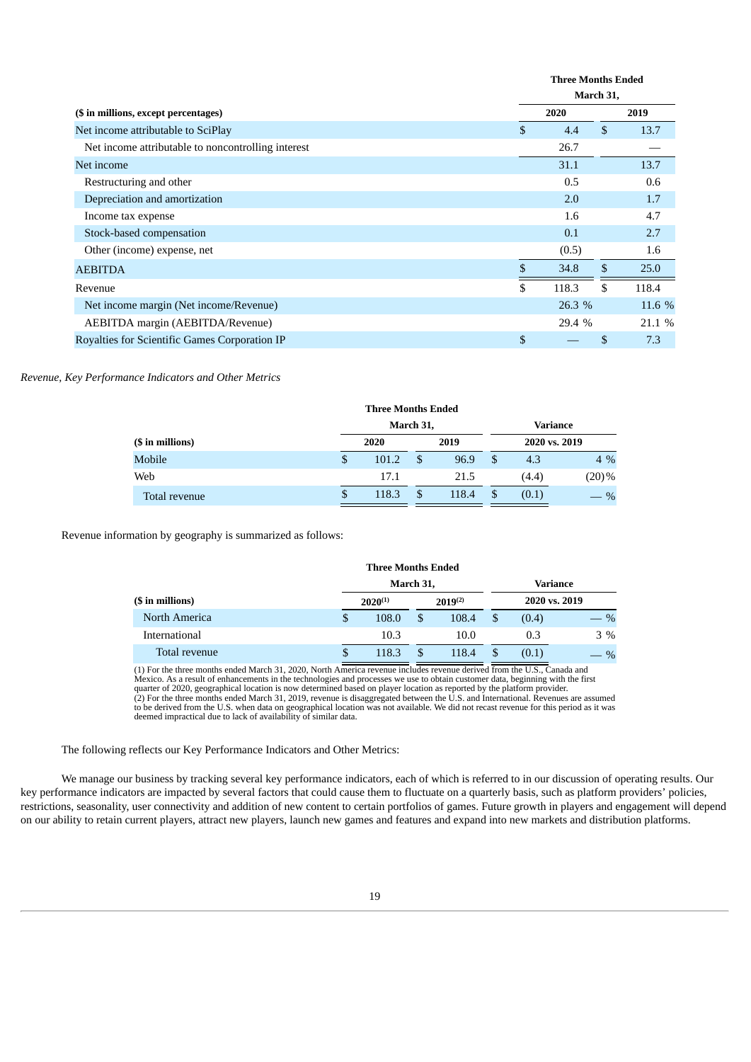| ($ in millions, except percentages) | Three Months Ended March 31, 2020 | Three Months Ended March 31, 2019 |
|---|---|---|
| Net income attributable to SciPlay | $ 4.4 | $ 13.7 |
| Net income attributable to noncontrolling interest | 26.7 | — |
| Net income | 31.1 | 13.7 |
| Restructuring and other | 0.5 | 0.6 |
| Depreciation and amortization | 2.0 | 1.7 |
| Income tax expense | 1.6 | 4.7 |
| Stock-based compensation | 0.1 | 2.7 |
| Other (income) expense, net | (0.5) | 1.6 |
| AEBITDA | $ 34.8 | $ 25.0 |
| Revenue | $ 118.3 | $ 118.4 |
| Net income margin (Net income/Revenue) | 26.3 % | 11.6 % |
| AEBITDA margin (AEBITDA/Revenue) | 29.4 % | 21.1 % |
| Royalties for Scientific Games Corporation IP | $ — | $ 7.3 |

*Revenue, Key Performance Indicators and Other Metrics*

| | Three Months Ended March 31, | | Variance | |
|---|---|---|---|---|
| ($ in millions) | 2020 | 2019 | 2020 vs. 2019 | |
| Mobile | $ 101.2 | $ 96.9 | $ 4.3 | 4 % |
| Web | 17.1 | 21.5 | (4.4) | (20)% |
| Total revenue | $ 118.3 | $ 118.4 | $ (0.1) | — % |

Revenue information by geography is summarized as follows:

| | Three Months Ended March 31, | | Variance | |
|---|---|---|---|---|
| ($ in millions) | 2020(1) | 2019(2) | 2020 vs. 2019 | |
| North America | $ 108.0 | $ 108.4 | $ (0.4) | — % |
| International | 10.3 | 10.0 | 0.3 | 3 % |
| Total revenue | $ 118.3 | $ 118.4 | $ (0.1) | — % |

(1) For the three months ended March 31, 2020, North America revenue includes revenue derived from the U.S., Canada and Mexico. As a result of enhancements in the technologies and processes we use to obtain customer data, beginning with the first quarter of 2020, geographical location is now determined based on player location as reported by the platform provider.
(2) For the three months ended March 31, 2019, revenue is disaggregated between the U.S. and International. Revenues are assumed to be derived from the U.S. when data on geographical location was not available. We did not recast revenue for this period as it was deemed impractical due to lack of availability of similar data.

The following reflects our Key Performance Indicators and Other Metrics:

We manage our business by tracking several key performance indicators, each of which is referred to in our discussion of operating results. Our key performance indicators are impacted by several factors that could cause them to fluctuate on a quarterly basis, such as platform providers' policies, restrictions, seasonality, user connectivity and addition of new content to certain portfolios of games. Future growth in players and engagement will depend on our ability to retain current players, attract new players, launch new games and features and expand into new markets and distribution platforms.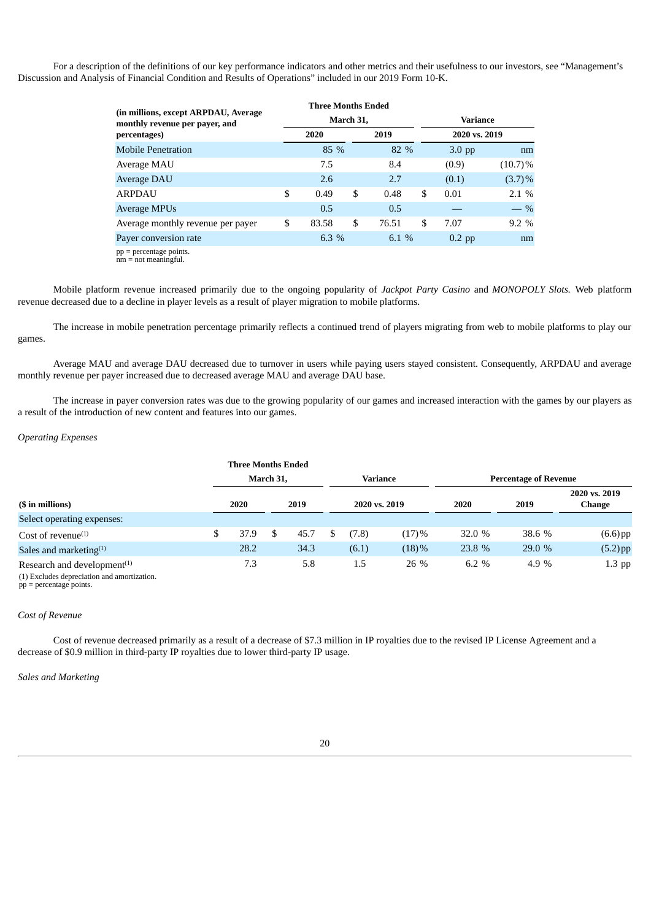For a description of the definitions of our key performance indicators and other metrics and their usefulness to our investors, see "Management's Discussion and Analysis of Financial Condition and Results of Operations" included in our 2019 Form 10-K.

| (in millions, except ARPDAU, Average monthly revenue per payer, and percentages) | Three Months Ended March 31, | | Variance | |
|---|---|---|---|---|
| | 2020 | 2019 | 2020 vs. 2019 | |
| Mobile Penetration | 85 % | 82 % | 3.0 pp | nm |
| Average MAU | 7.5 | 8.4 | (0.9) | (10.7)% |
| Average DAU | 2.6 | 2.7 | (0.1) | (3.7)% |
| ARPDAU | $ 0.49 | $ 0.48 | $ 0.01 | 2.1 % |
| Average MPUs | 0.5 | 0.5 | — | — % |
| Average monthly revenue per payer | $ 83.58 | $ 76.51 | $ 7.07 | 9.2 % |
| Payer conversion rate | 6.3 % | 6.1 % | 0.2 pp | nm |

pp = percentage points.
nm = not meaningful.

Mobile platform revenue increased primarily due to the ongoing popularity of *Jackpot Party Casino* and *MONOPOLY Slots.* Web platform revenue decreased due to a decline in player levels as a result of player migration to mobile platforms.

The increase in mobile penetration percentage primarily reflects a continued trend of players migrating from web to mobile platforms to play our games.

Average MAU and average DAU decreased due to turnover in users while paying users stayed consistent. Consequently, ARPDAU and average monthly revenue per payer increased due to decreased average MAU and average DAU base.

The increase in payer conversion rates was due to the growing popularity of our games and increased interaction with the games by our players as a result of the introduction of new content and features into our games.

*Operating Expenses*

| ($ in millions) | Three Months Ended March 31, | | Variance | | Percentage of Revenue | | |
|---|---|---|---|---|---|---|---|
| | 2020 | 2019 | 2020 vs. 2019 | | 2020 | 2019 | 2020 vs. 2019 Change |
| Select operating expenses: | | | | | | | |
| Cost of revenue[(1)] | $ 37.9 | $ 45.7 | $ (7.8) | (17)% | 32.0 % | 38.6 % | (6.6)pp |
| Sales and marketing[(1)] | 28.2 | 34.3 | (6.1) | (18)% | 23.8 % | 29.0 % | (5.2)pp |
| Research and development[(1)] | 7.3 | 5.8 | 1.5 | 26 % | 6.2 % | 4.9 % | 1.3 pp |

(1) Excludes depreciation and amortization.
pp = percentage points.

*Cost of Revenue*

Cost of revenue decreased primarily as a result of a decrease of $7.3 million in IP royalties due to the revised IP License Agreement and a decrease of $0.9 million in third-party IP royalties due to lower third-party IP usage.

*Sales and Marketing*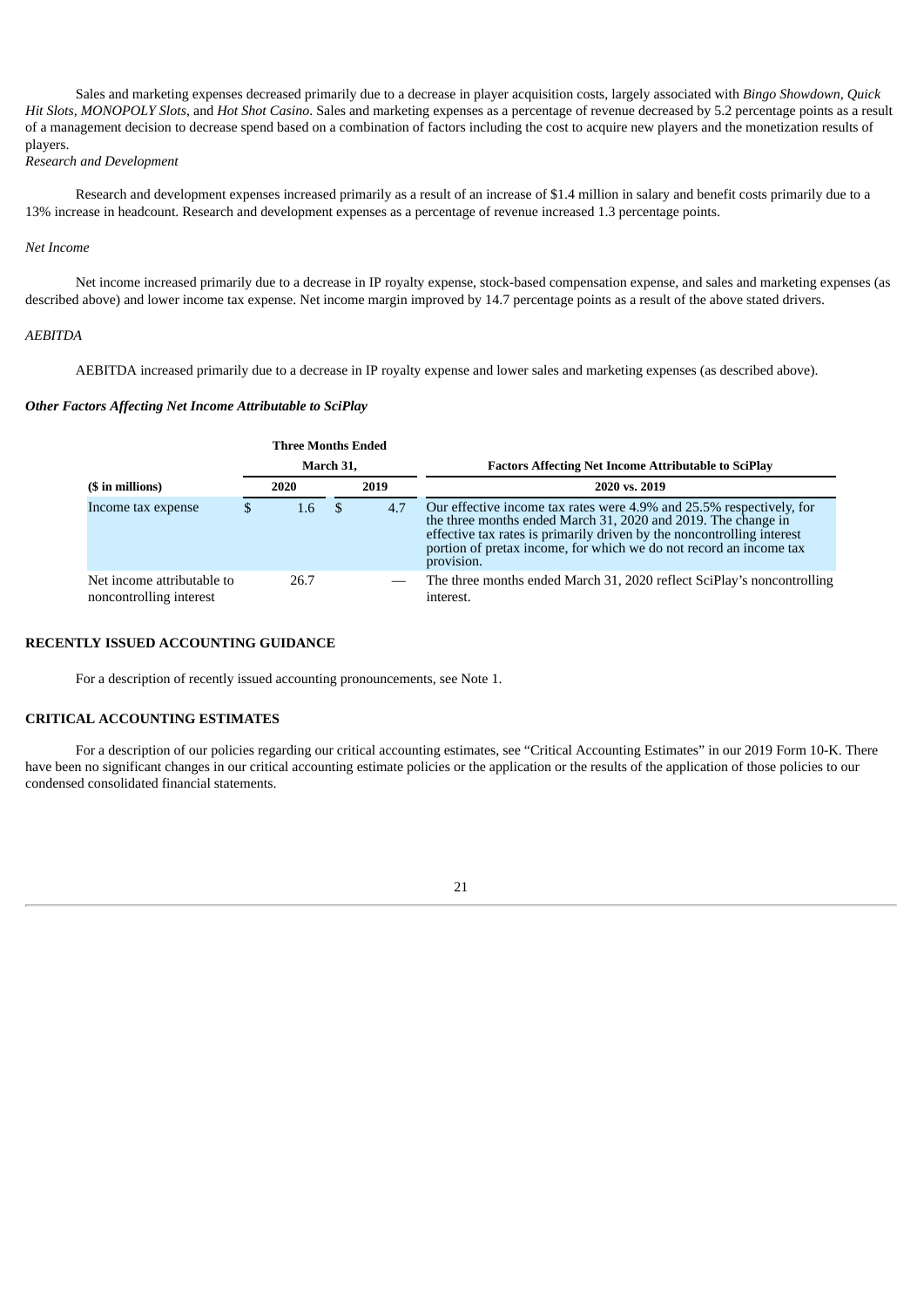Sales and marketing expenses decreased primarily due to a decrease in player acquisition costs, largely associated with *Bingo Showdown*, *Quick Hit Slots*, *MONOPOLY Slots*, and *Hot Shot Casino*. Sales and marketing expenses as a percentage of revenue decreased by 5.2 percentage points as a result of a management decision to decrease spend based on a combination of factors including the cost to acquire new players and the monetization results of players.

*Research and Development*

Research and development expenses increased primarily as a result of an increase of $1.4 million in salary and benefit costs primarily due to a 13% increase in headcount. Research and development expenses as a percentage of revenue increased 1.3 percentage points.

*Net Income*

Net income increased primarily due to a decrease in IP royalty expense, stock-based compensation expense, and sales and marketing expenses (as described above) and lower income tax expense. Net income margin improved by 14.7 percentage points as a result of the above stated drivers.

*AEBITDA*

AEBITDA increased primarily due to a decrease in IP royalty expense and lower sales and marketing expenses (as described above).

***Other Factors Affecting Net Income Attributable to SciPlay***

| | Three Months Ended March 31, | | Factors Affecting Net Income Attributable to SciPlay |
|---|---|---|---|
| **($ in millions)** | **2020** | **2019** | **2020 vs. 2019** |
| Income tax expense | $ 1.6 | $ 4.7 | Our effective income tax rates were 4.9% and 25.5% respectively, for the three months ended March 31, 2020 and 2019. The change in effective tax rates is primarily driven by the noncontrolling interest portion of pretax income, for which we do not record an income tax provision. |
| Net income attributable to noncontrolling interest | 26.7 | — | The three months ended March 31, 2020 reflect SciPlay's noncontrolling interest. |

## RECENTLY ISSUED ACCOUNTING GUIDANCE

For a description of recently issued accounting pronouncements, see Note 1.

## CRITICAL ACCOUNTING ESTIMATES

For a description of our policies regarding our critical accounting estimates, see "Critical Accounting Estimates" in our 2019 Form 10-K. There have been no significant changes in our critical accounting estimate policies or the application or the results of the application of those policies to our condensed consolidated financial statements.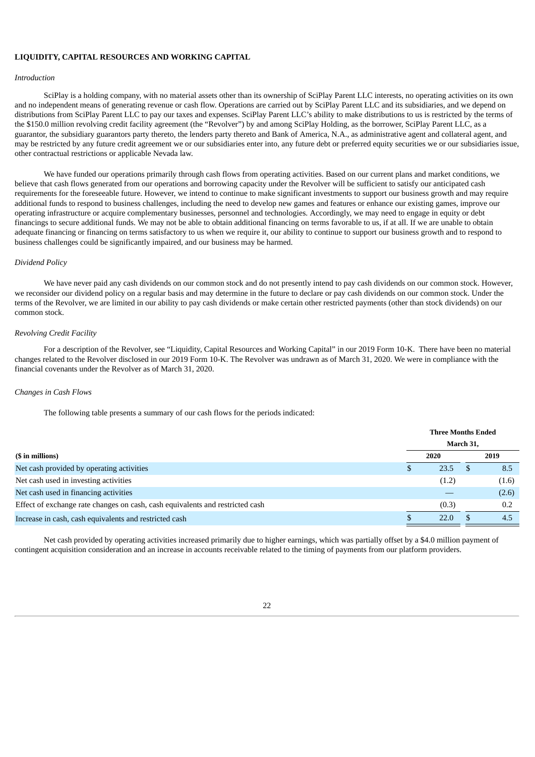## LIQUIDITY, CAPITAL RESOURCES AND WORKING CAPITAL

*Introduction*

SciPlay is a holding company, with no material assets other than its ownership of SciPlay Parent LLC interests, no operating activities on its own and no independent means of generating revenue or cash flow. Operations are carried out by SciPlay Parent LLC and its subsidiaries, and we depend on distributions from SciPlay Parent LLC to pay our taxes and expenses. SciPlay Parent LLC's ability to make distributions to us is restricted by the terms of the $150.0 million revolving credit facility agreement (the "Revolver") by and among SciPlay Holding, as the borrower, SciPlay Parent LLC, as a guarantor, the subsidiary guarantors party thereto, the lenders party thereto and Bank of America, N.A., as administrative agent and collateral agent, and may be restricted by any future credit agreement we or our subsidiaries enter into, any future debt or preferred equity securities we or our subsidiaries issue, other contractual restrictions or applicable Nevada law.

We have funded our operations primarily through cash flows from operating activities. Based on our current plans and market conditions, we believe that cash flows generated from our operations and borrowing capacity under the Revolver will be sufficient to satisfy our anticipated cash requirements for the foreseeable future. However, we intend to continue to make significant investments to support our business growth and may require additional funds to respond to business challenges, including the need to develop new games and features or enhance our existing games, improve our operating infrastructure or acquire complementary businesses, personnel and technologies. Accordingly, we may need to engage in equity or debt financings to secure additional funds. We may not be able to obtain additional financing on terms favorable to us, if at all. If we are unable to obtain adequate financing or financing on terms satisfactory to us when we require it, our ability to continue to support our business growth and to respond to business challenges could be significantly impaired, and our business may be harmed.

*Dividend Policy*

We have never paid any cash dividends on our common stock and do not presently intend to pay cash dividends on our common stock. However, we reconsider our dividend policy on a regular basis and may determine in the future to declare or pay cash dividends on our common stock. Under the terms of the Revolver, we are limited in our ability to pay cash dividends or make certain other restricted payments (other than stock dividends) on our common stock.

*Revolving Credit Facility*

For a description of the Revolver, see "Liquidity, Capital Resources and Working Capital" in our 2019 Form 10-K. There have been no material changes related to the Revolver disclosed in our 2019 Form 10-K. The Revolver was undrawn as of March 31, 2020. We were in compliance with the financial covenants under the Revolver as of March 31, 2020.

*Changes in Cash Flows*

The following table presents a summary of our cash flows for the periods indicated:

| | Three Months Ended March 31, | |
|---|---|---|
| **($ in millions)** | **2020** | **2019** |
| Net cash provided by operating activities | $ 23.5 | $ 8.5 |
| Net cash used in investing activities | (1.2) | (1.6) |
| Net cash used in financing activities | — | (2.6) |
| Effect of exchange rate changes on cash, cash equivalents and restricted cash | (0.3) | 0.2 |
| Increase in cash, cash equivalents and restricted cash | $ 22.0 | $ 4.5 |

Net cash provided by operating activities increased primarily due to higher earnings, which was partially offset by a $4.0 million payment of contingent acquisition consideration and an increase in accounts receivable related to the timing of payments from our platform providers.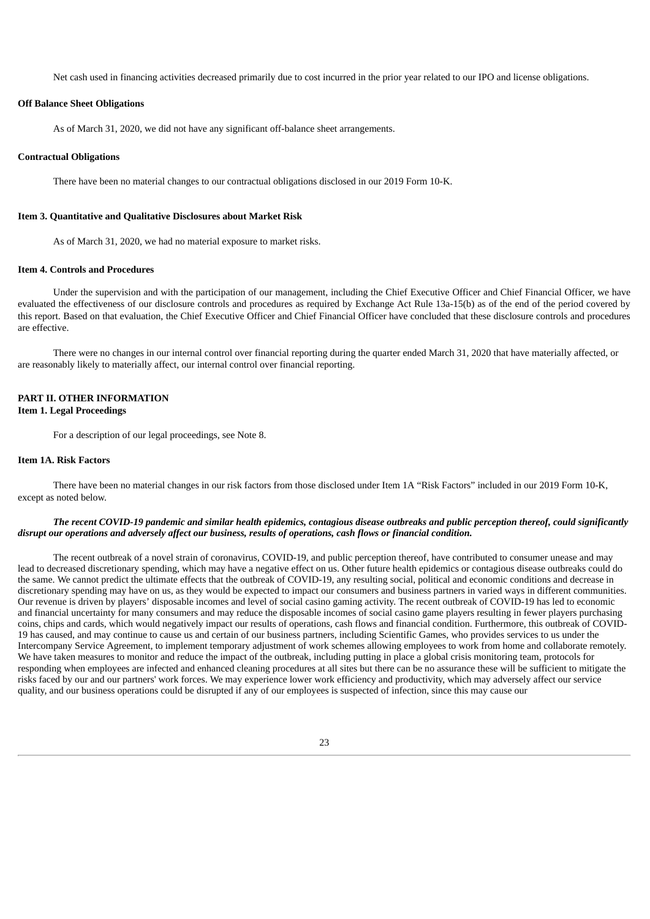Net cash used in financing activities decreased primarily due to cost incurred in the prior year related to our IPO and license obligations.

**Off Balance Sheet Obligations**

As of March 31, 2020, we did not have any significant off-balance sheet arrangements.

**Contractual Obligations**

There have been no material changes to our contractual obligations disclosed in our 2019 Form 10-K.

**Item 3. Quantitative and Qualitative Disclosures about Market Risk**

As of March 31, 2020, we had no material exposure to market risks.

**Item 4. Controls and Procedures**

Under the supervision and with the participation of our management, including the Chief Executive Officer and Chief Financial Officer, we have evaluated the effectiveness of our disclosure controls and procedures as required by Exchange Act Rule 13a-15(b) as of the end of the period covered by this report. Based on that evaluation, the Chief Executive Officer and Chief Financial Officer have concluded that these disclosure controls and procedures are effective.

There were no changes in our internal control over financial reporting during the quarter ended March 31, 2020 that have materially affected, or are reasonably likely to materially affect, our internal control over financial reporting.

**PART II. OTHER INFORMATION**

**Item 1. Legal Proceedings**

For a description of our legal proceedings, see Note 8.

**Item 1A. Risk Factors**

There have been no material changes in our risk factors from those disclosed under Item 1A "Risk Factors" included in our 2019 Form 10-K, except as noted below.

***The recent COVID-19 pandemic and similar health epidemics, contagious disease outbreaks and public perception thereof, could significantly disrupt our operations and adversely affect our business, results of operations, cash flows or financial condition.***

The recent outbreak of a novel strain of coronavirus, COVID-19, and public perception thereof, have contributed to consumer unease and may lead to decreased discretionary spending, which may have a negative effect on us. Other future health epidemics or contagious disease outbreaks could do the same. We cannot predict the ultimate effects that the outbreak of COVID-19, any resulting social, political and economic conditions and decrease in discretionary spending may have on us, as they would be expected to impact our consumers and business partners in varied ways in different communities. Our revenue is driven by players' disposable incomes and level of social casino gaming activity. The recent outbreak of COVID-19 has led to economic and financial uncertainty for many consumers and may reduce the disposable incomes of social casino game players resulting in fewer players purchasing coins, chips and cards, which would negatively impact our results of operations, cash flows and financial condition. Furthermore, this outbreak of COVID-19 has caused, and may continue to cause us and certain of our business partners, including Scientific Games, who provides services to us under the Intercompany Service Agreement, to implement temporary adjustment of work schemes allowing employees to work from home and collaborate remotely. We have taken measures to monitor and reduce the impact of the outbreak, including putting in place a global crisis monitoring team, protocols for responding when employees are infected and enhanced cleaning procedures at all sites but there can be no assurance these will be sufficient to mitigate the risks faced by our and our partners' work forces. We may experience lower work efficiency and productivity, which may adversely affect our service quality, and our business operations could be disrupted if any of our employees is suspected of infection, since this may cause our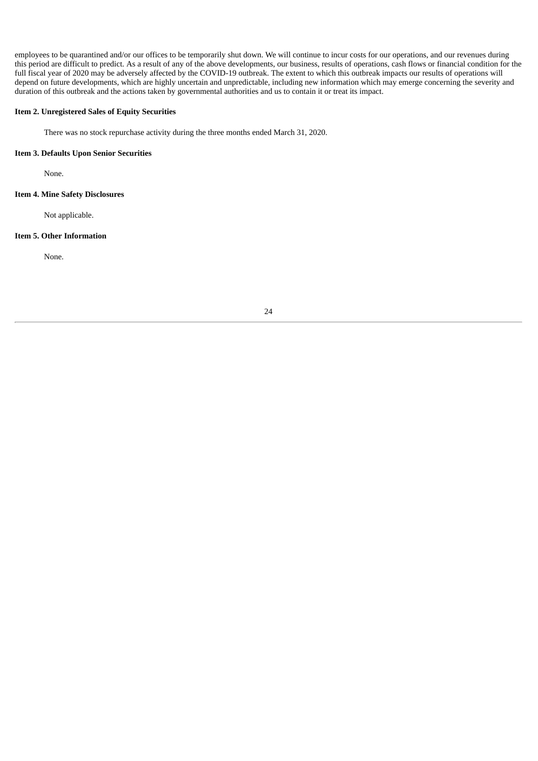employees to be quarantined and/or our offices to be temporarily shut down. We will continue to incur costs for our operations, and our revenues during this period are difficult to predict. As a result of any of the above developments, our business, results of operations, cash flows or financial condition for the full fiscal year of 2020 may be adversely affected by the COVID-19 outbreak. The extent to which this outbreak impacts our results of operations will depend on future developments, which are highly uncertain and unpredictable, including new information which may emerge concerning the severity and duration of this outbreak and the actions taken by governmental authorities and us to contain it or treat its impact.

**Item 2. Unregistered Sales of Equity Securities**

There was no stock repurchase activity during the three months ended March 31, 2020.

**Item 3. Defaults Upon Senior Securities**

None.

**Item 4. Mine Safety Disclosures**

Not applicable.

**Item 5. Other Information**

None.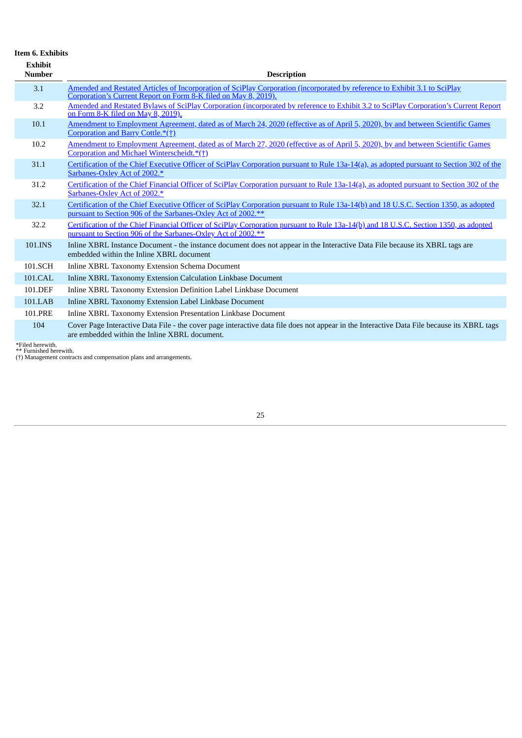**Item 6. Exhibits**

| Exhibit Number | Description |
|---|---|
| 3.1 | Amended and Restated Articles of Incorporation of SciPlay Corporation (incorporated by reference to Exhibit 3.1 to SciPlay Corporation's Current Report on Form 8-K filed on May 8, 2019). |
| 3.2 | Amended and Restated Bylaws of SciPlay Corporation (incorporated by reference to Exhibit 3.2 to SciPlay Corporation's Current Report on Form 8-K filed on May 8, 2019). |
| 10.1 | Amendment to Employment Agreement, dated as of March 24, 2020 (effective as of April 5, 2020), by and between Scientific Games Corporation and Barry Cottle.*(†) |
| 10.2 | Amendment to Employment Agreement, dated as of March 27, 2020 (effective as of April 5, 2020), by and between Scientific Games Corporation and Michael Winterscheidt.*(†) |
| 31.1 | Certification of the Chief Executive Officer of SciPlay Corporation pursuant to Rule 13a-14(a), as adopted pursuant to Section 302 of the Sarbanes-Oxley Act of 2002.* |
| 31.2 | Certification of the Chief Financial Officer of SciPlay Corporation pursuant to Rule 13a-14(a), as adopted pursuant to Section 302 of the Sarbanes-Oxley Act of 2002.* |
| 32.1 | Certification of the Chief Executive Officer of SciPlay Corporation pursuant to Rule 13a-14(b) and 18 U.S.C. Section 1350, as adopted pursuant to Section 906 of the Sarbanes-Oxley Act of 2002.** |
| 32.2 | Certification of the Chief Financial Officer of SciPlay Corporation pursuant to Rule 13a-14(b) and 18 U.S.C. Section 1350, as adopted pursuant to Section 906 of the Sarbanes-Oxley Act of 2002.** |
| 101.INS | Inline XBRL Instance Document - the instance document does not appear in the Interactive Data File because its XBRL tags are embedded within the Inline XBRL document |
| 101.SCH | Inline XBRL Taxonomy Extension Schema Document |
| 101.CAL | Inline XBRL Taxonomy Extension Calculation Linkbase Document |
| 101.DEF | Inline XBRL Taxonomy Extension Definition Label Linkbase Document |
| 101.LAB | Inline XBRL Taxonomy Extension Label Linkbase Document |
| 101.PRE | Inline XBRL Taxonomy Extension Presentation Linkbase Document |
| 104 | Cover Page Interactive Data File - the cover page interactive data file does not appear in the Interactive Data File because its XBRL tags are embedded within the Inline XBRL document. |

*Filed herewith.
** Furnished herewith.
(†) Management contracts and compensation plans and arrangements.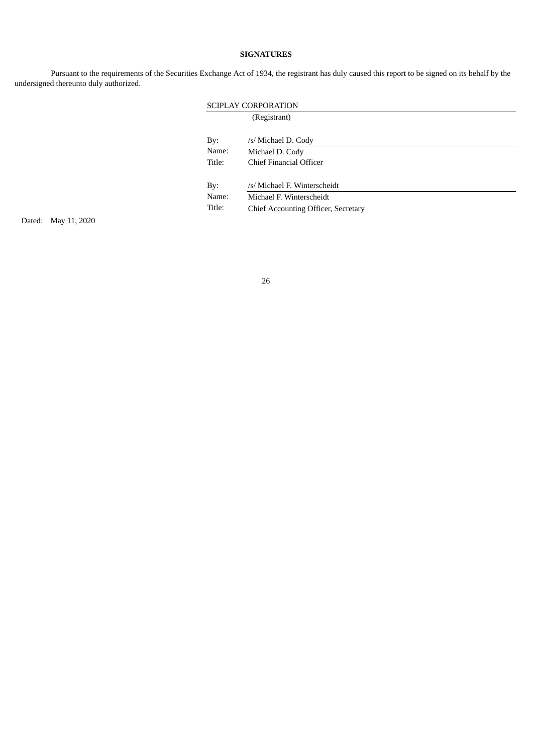## SIGNATURES

Pursuant to the requirements of the Securities Exchange Act of 1934, the registrant has duly caused this report to be signed on its behalf by the undersigned thereunto duly authorized.

SCIPLAY CORPORATION
(Registrant)

| | |
|---|---|
| By: | /s/ Michael D. Cody |
| Name: | Michael D. Cody |
| Title: | Chief Financial Officer |
| | |
| By: | /s/ Michael F. Winterscheidt |
| Name: | Michael F. Winterscheidt |
| Title: | Chief Accounting Officer, Secretary |

Dated: May 11, 2020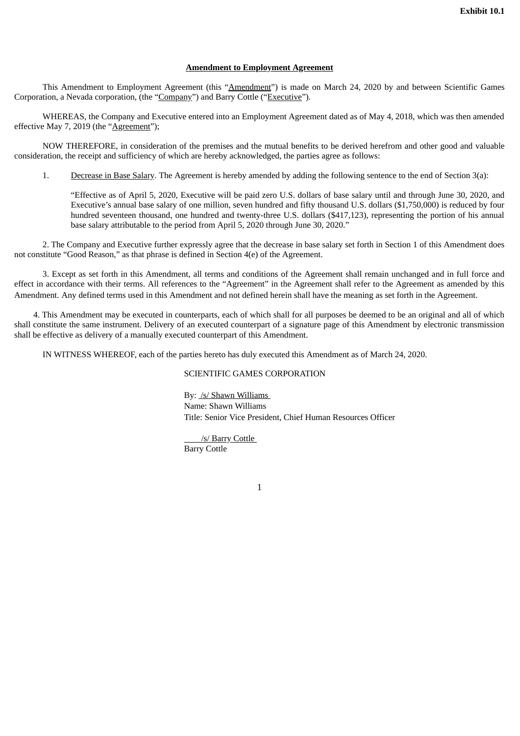**Exhibit 10.1**

**Amendment to Employment Agreement**

This Amendment to Employment Agreement (this "Amendment") is made on March 24, 2020 by and between Scientific Games Corporation, a Nevada corporation, (the "Company") and Barry Cottle ("Executive").

WHEREAS, the Company and Executive entered into an Employment Agreement dated as of May 4, 2018, which was then amended effective May 7, 2019 (the "Agreement");

NOW THEREFORE, in consideration of the premises and the mutual benefits to be derived herefrom and other good and valuable consideration, the receipt and sufficiency of which are hereby acknowledged, the parties agree as follows:

1. Decrease in Base Salary. The Agreement is hereby amended by adding the following sentence to the end of Section 3(a):

> "Effective as of April 5, 2020, Executive will be paid zero U.S. dollars of base salary until and through June 30, 2020, and Executive's annual base salary of one million, seven hundred and fifty thousand U.S. dollars ($1,750,000) is reduced by four hundred seventeen thousand, one hundred and twenty-three U.S. dollars ($417,123), representing the portion of his annual base salary attributable to the period from April 5, 2020 through June 30, 2020."

2. The Company and Executive further expressly agree that the decrease in base salary set forth in Section 1 of this Amendment does not constitute "Good Reason," as that phrase is defined in Section 4(e) of the Agreement.

3. Except as set forth in this Amendment, all terms and conditions of the Agreement shall remain unchanged and in full force and effect in accordance with their terms. All references to the "Agreement" in the Agreement shall refer to the Agreement as amended by this Amendment. Any defined terms used in this Amendment and not defined herein shall have the meaning as set forth in the Agreement.

4. This Amendment may be executed in counterparts, each of which shall for all purposes be deemed to be an original and all of which shall constitute the same instrument. Delivery of an executed counterpart of a signature page of this Amendment by electronic transmission shall be effective as delivery of a manually executed counterpart of this Amendment.

IN WITNESS WHEREOF, each of the parties hereto has duly executed this Amendment as of March 24, 2020.

SCIENTIFIC GAMES CORPORATION

By: /s/ Shawn Williams
Name: Shawn Williams
Title: Senior Vice President, Chief Human Resources Officer

/s/ Barry Cottle
Barry Cottle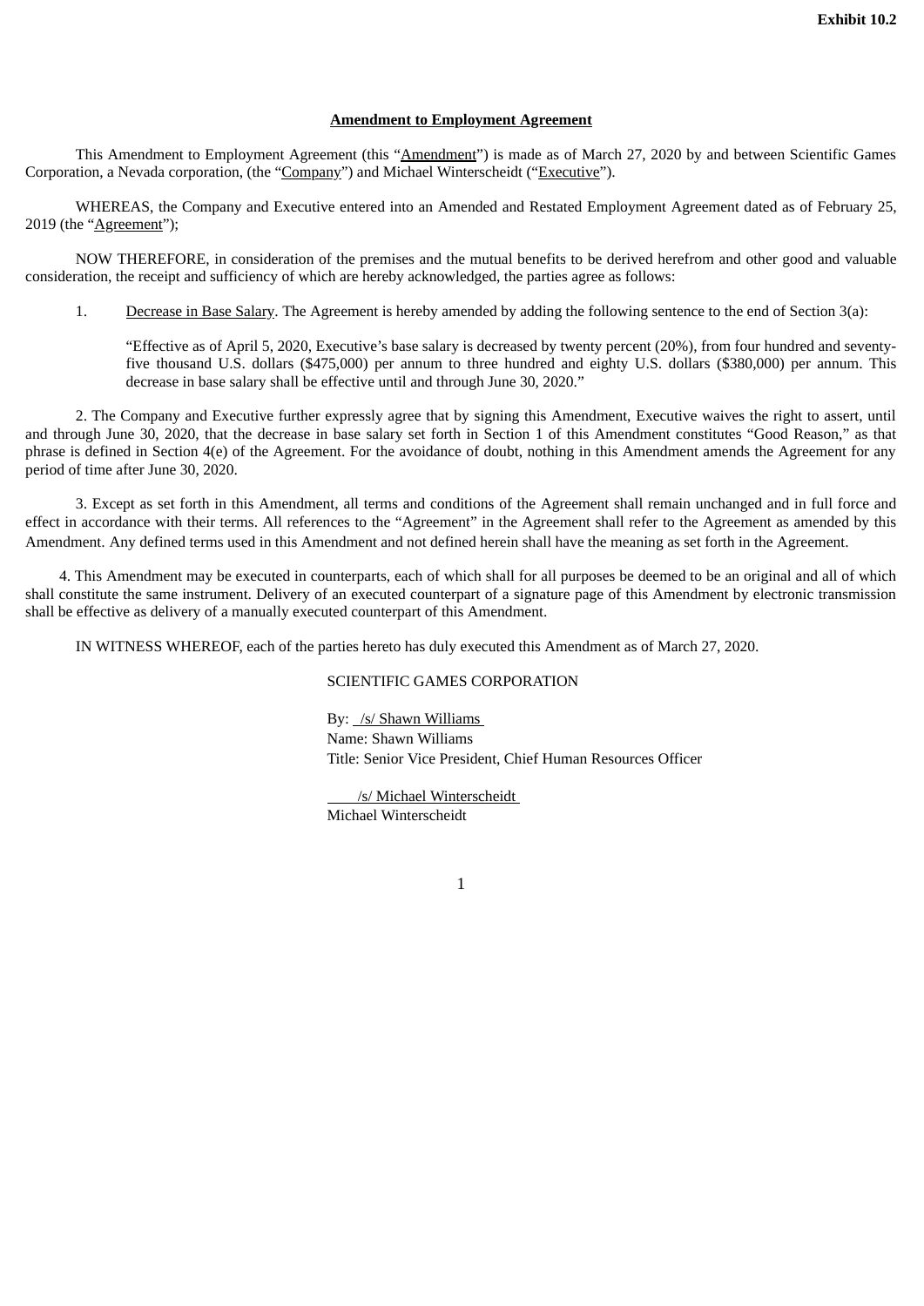**Exhibit 10.2**

**Amendment to Employment Agreement**

This Amendment to Employment Agreement (this "Amendment") is made as of March 27, 2020 by and between Scientific Games Corporation, a Nevada corporation, (the "Company") and Michael Winterscheidt ("Executive").

WHEREAS, the Company and Executive entered into an Amended and Restated Employment Agreement dated as of February 25, 2019 (the "Agreement");

NOW THEREFORE, in consideration of the premises and the mutual benefits to be derived herefrom and other good and valuable consideration, the receipt and sufficiency of which are hereby acknowledged, the parties agree as follows:

1. Decrease in Base Salary. The Agreement is hereby amended by adding the following sentence to the end of Section 3(a):

   "Effective as of April 5, 2020, Executive's base salary is decreased by twenty percent (20%), from four hundred and seventy-five thousand U.S. dollars ($475,000) per annum to three hundred and eighty U.S. dollars ($380,000) per annum. This decrease in base salary shall be effective until and through June 30, 2020."

2. The Company and Executive further expressly agree that by signing this Amendment, Executive waives the right to assert, until and through June 30, 2020, that the decrease in base salary set forth in Section 1 of this Amendment constitutes "Good Reason," as that phrase is defined in Section 4(e) of the Agreement. For the avoidance of doubt, nothing in this Amendment amends the Agreement for any period of time after June 30, 2020.

3. Except as set forth in this Amendment, all terms and conditions of the Agreement shall remain unchanged and in full force and effect in accordance with their terms. All references to the "Agreement" in the Agreement shall refer to the Agreement as amended by this Amendment. Any defined terms used in this Amendment and not defined herein shall have the meaning as set forth in the Agreement.

4. This Amendment may be executed in counterparts, each of which shall for all purposes be deemed to be an original and all of which shall constitute the same instrument. Delivery of an executed counterpart of a signature page of this Amendment by electronic transmission shall be effective as delivery of a manually executed counterpart of this Amendment.

IN WITNESS WHEREOF, each of the parties hereto has duly executed this Amendment as of March 27, 2020.

SCIENTIFIC GAMES CORPORATION

By: /s/ Shawn Williams
Name: Shawn Williams
Title: Senior Vice President, Chief Human Resources Officer

/s/ Michael Winterscheidt
Michael Winterscheidt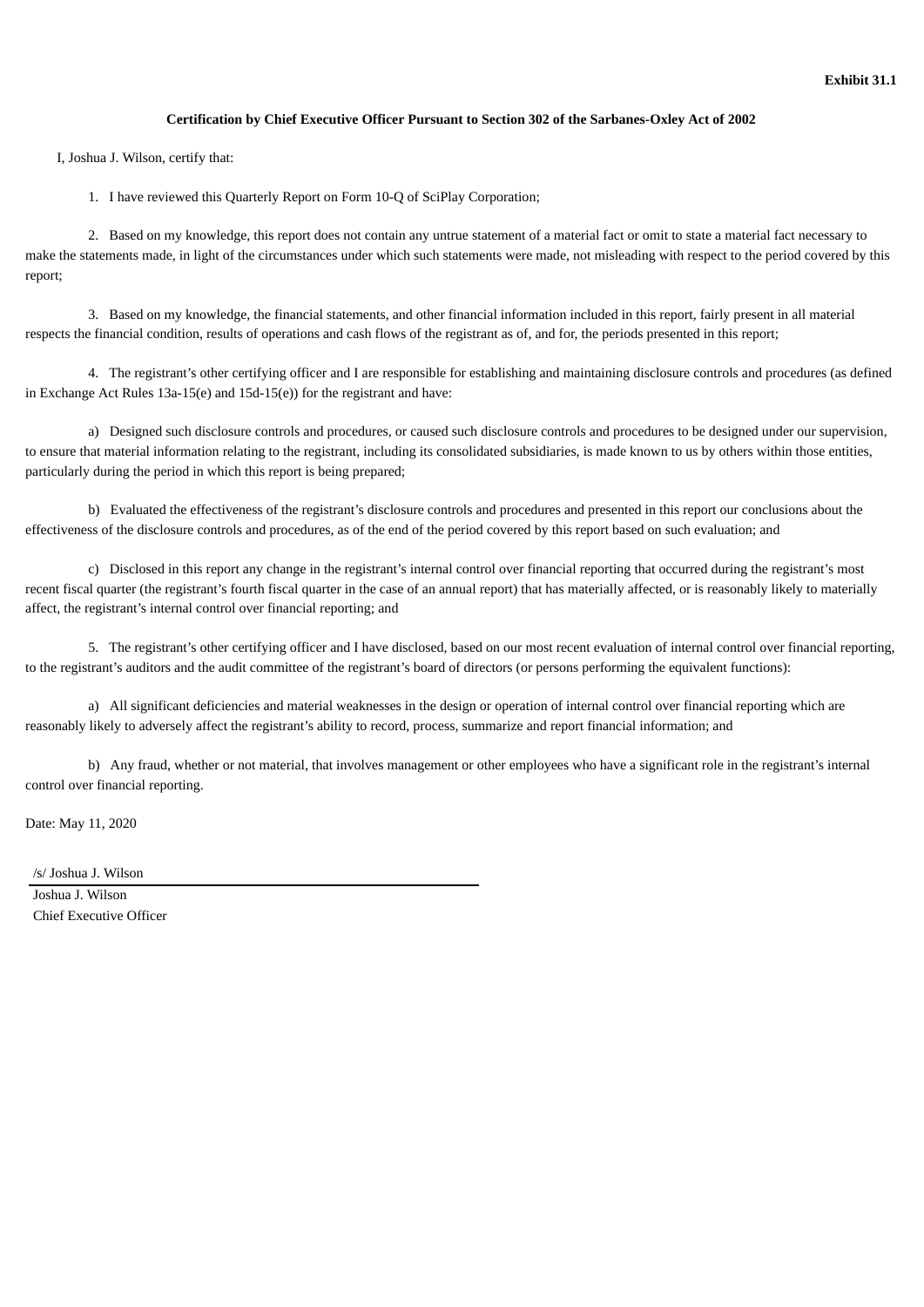**Exhibit 31.1**

**Certification by Chief Executive Officer Pursuant to Section 302 of the Sarbanes-Oxley Act of 2002**

I, Joshua J. Wilson, certify that:

1. I have reviewed this Quarterly Report on Form 10-Q of SciPlay Corporation;

2. Based on my knowledge, this report does not contain any untrue statement of a material fact or omit to state a material fact necessary to make the statements made, in light of the circumstances under which such statements were made, not misleading with respect to the period covered by this report;

3. Based on my knowledge, the financial statements, and other financial information included in this report, fairly present in all material respects the financial condition, results of operations and cash flows of the registrant as of, and for, the periods presented in this report;

4. The registrant's other certifying officer and I are responsible for establishing and maintaining disclosure controls and procedures (as defined in Exchange Act Rules 13a-15(e) and 15d-15(e)) for the registrant and have:

a) Designed such disclosure controls and procedures, or caused such disclosure controls and procedures to be designed under our supervision, to ensure that material information relating to the registrant, including its consolidated subsidiaries, is made known to us by others within those entities, particularly during the period in which this report is being prepared;

b) Evaluated the effectiveness of the registrant's disclosure controls and procedures and presented in this report our conclusions about the effectiveness of the disclosure controls and procedures, as of the end of the period covered by this report based on such evaluation; and

c) Disclosed in this report any change in the registrant's internal control over financial reporting that occurred during the registrant's most recent fiscal quarter (the registrant's fourth fiscal quarter in the case of an annual report) that has materially affected, or is reasonably likely to materially affect, the registrant's internal control over financial reporting; and

5. The registrant's other certifying officer and I have disclosed, based on our most recent evaluation of internal control over financial reporting, to the registrant's auditors and the audit committee of the registrant's board of directors (or persons performing the equivalent functions):

a) All significant deficiencies and material weaknesses in the design or operation of internal control over financial reporting which are reasonably likely to adversely affect the registrant's ability to record, process, summarize and report financial information; and

b) Any fraud, whether or not material, that involves management or other employees who have a significant role in the registrant's internal control over financial reporting.

Date: May 11, 2020

/s/ Joshua J. Wilson

Joshua J. Wilson
Chief Executive Officer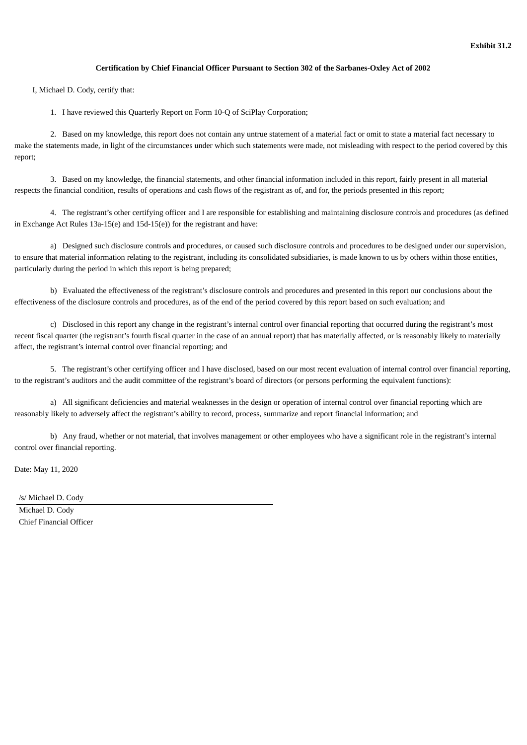**Exhibit 31.2**

**Certification by Chief Financial Officer Pursuant to Section 302 of the Sarbanes-Oxley Act of 2002**

I, Michael D. Cody, certify that:

1. I have reviewed this Quarterly Report on Form 10-Q of SciPlay Corporation;

2. Based on my knowledge, this report does not contain any untrue statement of a material fact or omit to state a material fact necessary to make the statements made, in light of the circumstances under which such statements were made, not misleading with respect to the period covered by this report;

3. Based on my knowledge, the financial statements, and other financial information included in this report, fairly present in all material respects the financial condition, results of operations and cash flows of the registrant as of, and for, the periods presented in this report;

4. The registrant's other certifying officer and I are responsible for establishing and maintaining disclosure controls and procedures (as defined in Exchange Act Rules 13a-15(e) and 15d-15(e)) for the registrant and have:

a) Designed such disclosure controls and procedures, or caused such disclosure controls and procedures to be designed under our supervision, to ensure that material information relating to the registrant, including its consolidated subsidiaries, is made known to us by others within those entities, particularly during the period in which this report is being prepared;

b) Evaluated the effectiveness of the registrant's disclosure controls and procedures and presented in this report our conclusions about the effectiveness of the disclosure controls and procedures, as of the end of the period covered by this report based on such evaluation; and

c) Disclosed in this report any change in the registrant's internal control over financial reporting that occurred during the registrant's most recent fiscal quarter (the registrant's fourth fiscal quarter in the case of an annual report) that has materially affected, or is reasonably likely to materially affect, the registrant's internal control over financial reporting; and

5. The registrant's other certifying officer and I have disclosed, based on our most recent evaluation of internal control over financial reporting, to the registrant's auditors and the audit committee of the registrant's board of directors (or persons performing the equivalent functions):

a) All significant deficiencies and material weaknesses in the design or operation of internal control over financial reporting which are reasonably likely to adversely affect the registrant's ability to record, process, summarize and report financial information; and

b) Any fraud, whether or not material, that involves management or other employees who have a significant role in the registrant's internal control over financial reporting.

Date: May 11, 2020

/s/ Michael D. Cody

Michael D. Cody
Chief Financial Officer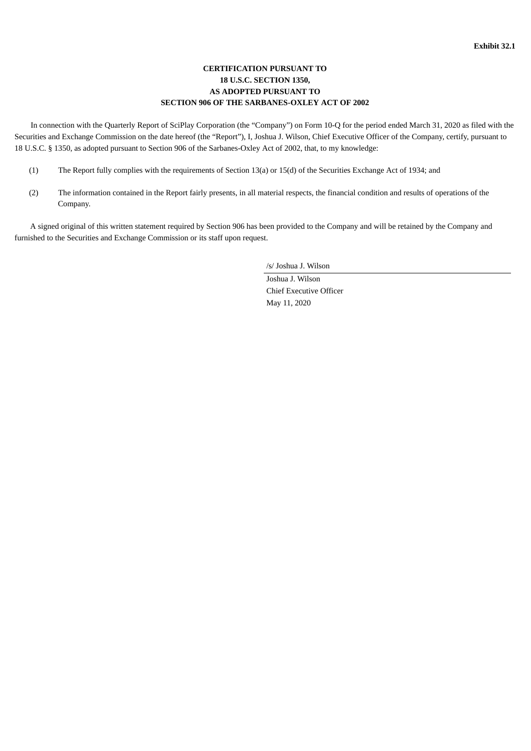**Exhibit 32.1**

**CERTIFICATION PURSUANT TO**
**18 U.S.C. SECTION 1350,**
**AS ADOPTED PURSUANT TO**
**SECTION 906 OF THE SARBANES-OXLEY ACT OF 2002**

In connection with the Quarterly Report of SciPlay Corporation (the "Company") on Form 10-Q for the period ended March 31, 2020 as filed with the Securities and Exchange Commission on the date hereof (the "Report"), I, Joshua J. Wilson, Chief Executive Officer of the Company, certify, pursuant to 18 U.S.C. § 1350, as adopted pursuant to Section 906 of the Sarbanes-Oxley Act of 2002, that, to my knowledge:

(1) The Report fully complies with the requirements of Section 13(a) or 15(d) of the Securities Exchange Act of 1934; and

(2) The information contained in the Report fairly presents, in all material respects, the financial condition and results of operations of the Company.

A signed original of this written statement required by Section 906 has been provided to the Company and will be retained by the Company and furnished to the Securities and Exchange Commission or its staff upon request.

/s/ Joshua J. Wilson

Joshua J. Wilson
Chief Executive Officer
May 11, 2020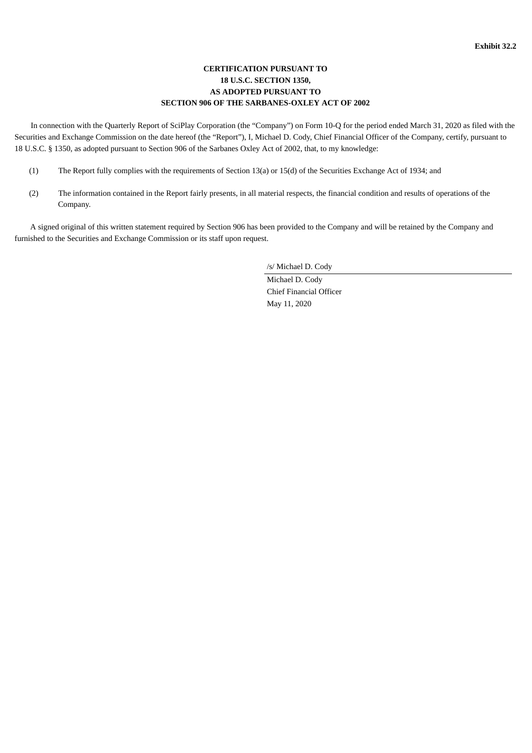**Exhibit 32.2**

**CERTIFICATION PURSUANT TO**
**18 U.S.C. SECTION 1350,**
**AS ADOPTED PURSUANT TO**
**SECTION 906 OF THE SARBANES-OXLEY ACT OF 2002**

In connection with the Quarterly Report of SciPlay Corporation (the "Company") on Form 10-Q for the period ended March 31, 2020 as filed with the Securities and Exchange Commission on the date hereof (the "Report"), I, Michael D. Cody, Chief Financial Officer of the Company, certify, pursuant to 18 U.S.C. § 1350, as adopted pursuant to Section 906 of the Sarbanes Oxley Act of 2002, that, to my knowledge:

(1) The Report fully complies with the requirements of Section 13(a) or 15(d) of the Securities Exchange Act of 1934; and

(2) The information contained in the Report fairly presents, in all material respects, the financial condition and results of operations of the Company.

A signed original of this written statement required by Section 906 has been provided to the Company and will be retained by the Company and furnished to the Securities and Exchange Commission or its staff upon request.

/s/ Michael D. Cody

Michael D. Cody
Chief Financial Officer
May 11, 2020